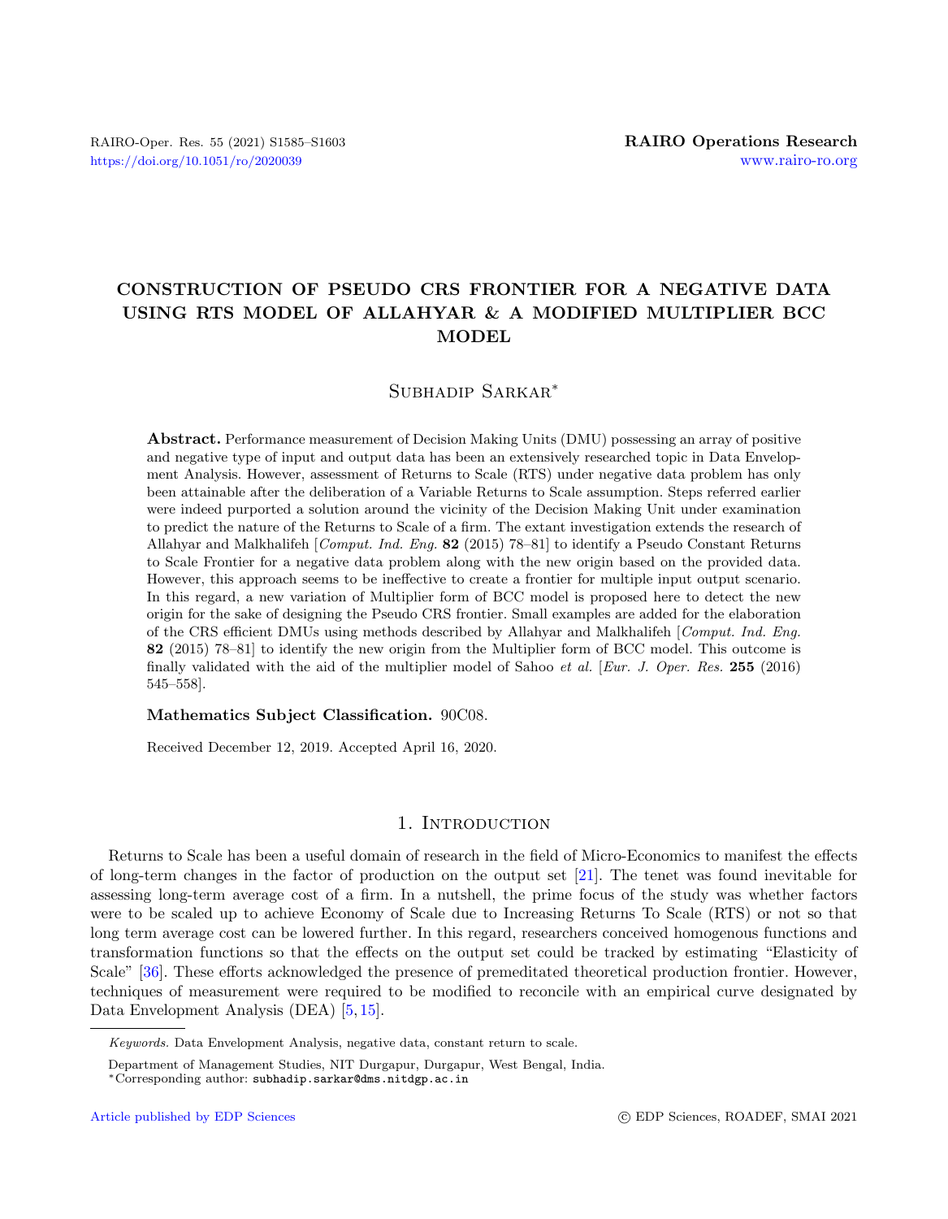# CONSTRUCTION OF PSEUDO CRS FRONTIER FOR A NEGATIVE DATA USING RTS MODEL OF ALLAHYAR & A MODIFIED MULTIPLIER BCC MODEL

Subhadip Sarkar*

**Abstract.** Performance measurement of Decision Making Units (DMU) possessing an array of positive and negative type of input and output data has been an extensively researched topic in Data Envelopment Analysis. However, assessment of Returns to Scale (RTS) under negative data problem has only been attainable after the deliberation of a Variable Returns to Scale assumption. Steps referred earlier were indeed purported a solution around the vicinity of the Decision Making Unit under examination to predict the nature of the Returns to Scale of a firm. The extant investigation extends the research of Allahyar and Malkhalifeh [*Comput. Ind. Eng.* **82** (2015) 78–81] to identify a Pseudo Constant Returns to Scale Frontier for a negative data problem along with the new origin based on the provided data. However, this approach seems to be ineffective to create a frontier for multiple input output scenario. In this regard, a new variation of Multiplier form of BCC model is proposed here to detect the new origin for the sake of designing the Pseudo CRS frontier. Small examples are added for the elaboration of the CRS efficient DMUs using methods described by Allahyar and Malkhalifeh [*Comput. Ind. Eng.* **82** (2015) 78–81] to identify the new origin from the Multiplier form of BCC model. This outcome is finally validated with the aid of the multiplier model of Sahoo *et al.* [*Eur. J. Oper. Res.* **255** (2016) 545–558].

**Mathematics Subject Classification.** 90C08.

Received December 12, 2019. Accepted April 16, 2020.

## 1. Introduction

Returns to Scale has been a useful domain of research in the field of Micro-Economics to manifest the effects of long-term changes in the factor of production on the output set [21]. The tenet was found inevitable for assessing long-term average cost of a firm. In a nutshell, the prime focus of the study was whether factors were to be scaled up to achieve Economy of Scale due to Increasing Returns To Scale (RTS) or not so that long term average cost can be lowered further. In this regard, researchers conceived homogenous functions and transformation functions so that the effects on the output set could be tracked by estimating "Elasticity of Scale" [36]. These efforts acknowledged the presence of premeditated theoretical production frontier. However, techniques of measurement were required to be modified to reconcile with an empirical curve designated by Data Envelopment Analysis (DEA) [5, 15].

*Keywords.* Data Envelopment Analysis, negative data, constant return to scale.

Department of Management Studies, NIT Durgapur, Durgapur, West Bengal, India.

*Corresponding author: subhadip.sarkar@dms.nitdgp.ac.in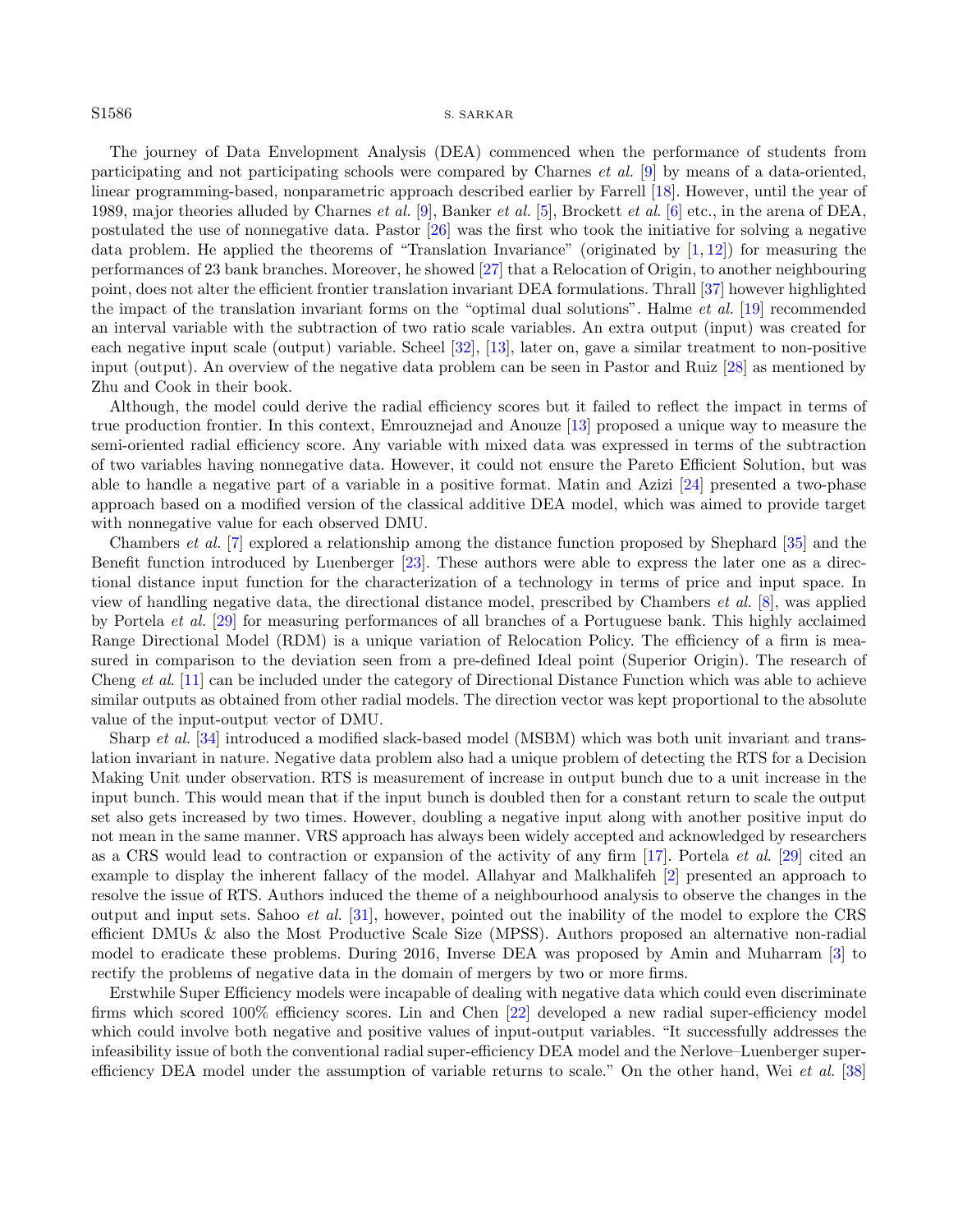The journey of Data Envelopment Analysis (DEA) commenced when the performance of students from participating and not participating schools were compared by Charnes *et al.* [9] by means of a data-oriented, linear programming-based, nonparametric approach described earlier by Farrell [18]. However, until the year of 1989, major theories alluded by Charnes *et al.* [9], Banker *et al.* [5], Brockett *et al.* [6] etc., in the arena of DEA, postulated the use of nonnegative data. Pastor [26] was the first who took the initiative for solving a negative data problem. He applied the theorems of "Translation Invariance" (originated by [1, 12]) for measuring the performances of 23 bank branches. Moreover, he showed [27] that a Relocation of Origin, to another neighbouring point, does not alter the efficient frontier translation invariant DEA formulations. Thrall [37] however highlighted the impact of the translation invariant forms on the "optimal dual solutions". Halme *et al.* [19] recommended an interval variable with the subtraction of two ratio scale variables. An extra output (input) was created for each negative input scale (output) variable. Scheel [32], [13], later on, gave a similar treatment to non-positive input (output). An overview of the negative data problem can be seen in Pastor and Ruiz [28] as mentioned by Zhu and Cook in their book.

Although, the model could derive the radial efficiency scores but it failed to reflect the impact in terms of true production frontier. In this context, Emrouznejad and Anouze [13] proposed a unique way to measure the semi-oriented radial efficiency score. Any variable with mixed data was expressed in terms of the subtraction of two variables having nonnegative data. However, it could not ensure the Pareto Efficient Solution, but was able to handle a negative part of a variable in a positive format. Matin and Azizi [24] presented a two-phase approach based on a modified version of the classical additive DEA model, which was aimed to provide target with nonnegative value for each observed DMU.

Chambers *et al.* [7] explored a relationship among the distance function proposed by Shephard [35] and the Benefit function introduced by Luenberger [23]. These authors were able to express the later one as a directional distance input function for the characterization of a technology in terms of price and input space. In view of handling negative data, the directional distance model, prescribed by Chambers *et al.* [8], was applied by Portela *et al.* [29] for measuring performances of all branches of a Portuguese bank. This highly acclaimed Range Directional Model (RDM) is a unique variation of Relocation Policy. The efficiency of a firm is measured in comparison to the deviation seen from a pre-defined Ideal point (Superior Origin). The research of Cheng *et al.* [11] can be included under the category of Directional Distance Function which was able to achieve similar outputs as obtained from other radial models. The direction vector was kept proportional to the absolute value of the input-output vector of DMU.

Sharp *et al.* [34] introduced a modified slack-based model (MSBM) which was both unit invariant and translation invariant in nature. Negative data problem also had a unique problem of detecting the RTS for a Decision Making Unit under observation. RTS is measurement of increase in output bunch due to a unit increase in the input bunch. This would mean that if the input bunch is doubled then for a constant return to scale the output set also gets increased by two times. However, doubling a negative input along with another positive input do not mean in the same manner. VRS approach has always been widely accepted and acknowledged by researchers as a CRS would lead to contraction or expansion of the activity of any firm [17]. Portela *et al.* [29] cited an example to display the inherent fallacy of the model. Allahyar and Malkhalifeh [2] presented an approach to resolve the issue of RTS. Authors induced the theme of a neighbourhood analysis to observe the changes in the output and input sets. Sahoo *et al.* [31], however, pointed out the inability of the model to explore the CRS efficient DMUs & also the Most Productive Scale Size (MPSS). Authors proposed an alternative non-radial model to eradicate these problems. During 2016, Inverse DEA was proposed by Amin and Muharram [3] to rectify the problems of negative data in the domain of mergers by two or more firms.

Erstwhile Super Efficiency models were incapable of dealing with negative data which could even discriminate firms which scored 100% efficiency scores. Lin and Chen [22] developed a new radial super-efficiency model which could involve both negative and positive values of input-output variables. "It successfully addresses the infeasibility issue of both the conventional radial super-efficiency DEA model and the Nerlove–Luenberger super-efficiency DEA model under the assumption of variable returns to scale." On the other hand, Wei *et al.* [38]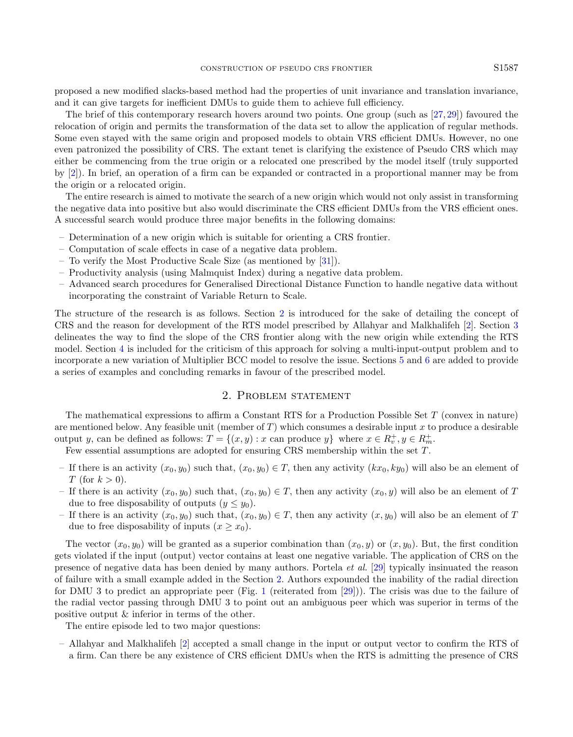proposed a new modified slacks-based method had the properties of unit invariance and translation invariance, and it can give targets for inefficient DMUs to guide them to achieve full efficiency.

The brief of this contemporary research hovers around two points. One group (such as [27, 29]) favoured the relocation of origin and permits the transformation of the data set to allow the application of regular methods. Some even stayed with the same origin and proposed models to obtain VRS efficient DMUs. However, no one even patronized the possibility of CRS. The extant tenet is clarifying the existence of Pseudo CRS which may either be commencing from the true origin or a relocated one prescribed by the model itself (truly supported by [2]). In brief, an operation of a firm can be expanded or contracted in a proportional manner may be from the origin or a relocated origin.

The entire research is aimed to motivate the search of a new origin which would not only assist in transforming the negative data into positive but also would discriminate the CRS efficient DMUs from the VRS efficient ones. A successful search would produce three major benefits in the following domains:

- Determination of a new origin which is suitable for orienting a CRS frontier.
- Computation of scale effects in case of a negative data problem.
- To verify the Most Productive Scale Size (as mentioned by [31]).
- Productivity analysis (using Malmquist Index) during a negative data problem.
- Advanced search procedures for Generalised Directional Distance Function to handle negative data without incorporating the constraint of Variable Return to Scale.

The structure of the research is as follows. Section 2 is introduced for the sake of detailing the concept of CRS and the reason for development of the RTS model prescribed by Allahyar and Malkhalifeh [2]. Section 3 delineates the way to find the slope of the CRS frontier along with the new origin while extending the RTS model. Section 4 is included for the criticism of this approach for solving a multi-input-output problem and to incorporate a new variation of Multiplier BCC model to resolve the issue. Sections 5 and 6 are added to provide a series of examples and concluding remarks in favour of the prescribed model.

## 2. Problem statement

The mathematical expressions to affirm a Constant RTS for a Production Possible Set $T$ (convex in nature) are mentioned below. Any feasible unit (member of $T$) which consumes a desirable input $x$ to produce a desirable output $y$, can be defined as follows: $T = \{(x, y) : x \text{ can produce } y\}$ where $x \in R_v^+, y \in R_m^+$.

Few essential assumptions are adopted for ensuring CRS membership within the set $T$.

- If there is an activity $(x_0, y_0)$ such that, $(x_0, y_0) \in T$, then any activity $(kx_0, ky_0)$ will also be an element of $T$ (for $k > 0$).
- If there is an activity $(x_0, y_0)$ such that, $(x_0, y_0) \in T$, then any activity $(x_0, y)$ will also be an element of $T$ due to free disposability of outputs $(y \leq y_0)$.
- If there is an activity $(x_0, y_0)$ such that, $(x_0, y_0) \in T$, then any activity $(x, y_0)$ will also be an element of $T$ due to free disposability of inputs $(x \geq x_0)$.

The vector $(x_0, y_0)$ will be granted as a superior combination than $(x_0, y)$ or $(x, y_0)$. But, the first condition gets violated if the input (output) vector contains at least one negative variable. The application of CRS on the presence of negative data has been denied by many authors. Portela *et al.* [29] typically insinuated the reason of failure with a small example added in the Section 2. Authors expounded the inability of the radial direction for DMU 3 to predict an appropriate peer (Fig. 1 (reiterated from [29])). The crisis was due to the failure of the radial vector passing through DMU 3 to point out an ambiguous peer which was superior in terms of the positive output & inferior in terms of the other.

The entire episode led to two major questions:

- Allahyar and Malkhalifeh [2] accepted a small change in the input or output vector to confirm the RTS of a firm. Can there be any existence of CRS efficient DMUs when the RTS is admitting the presence of CRS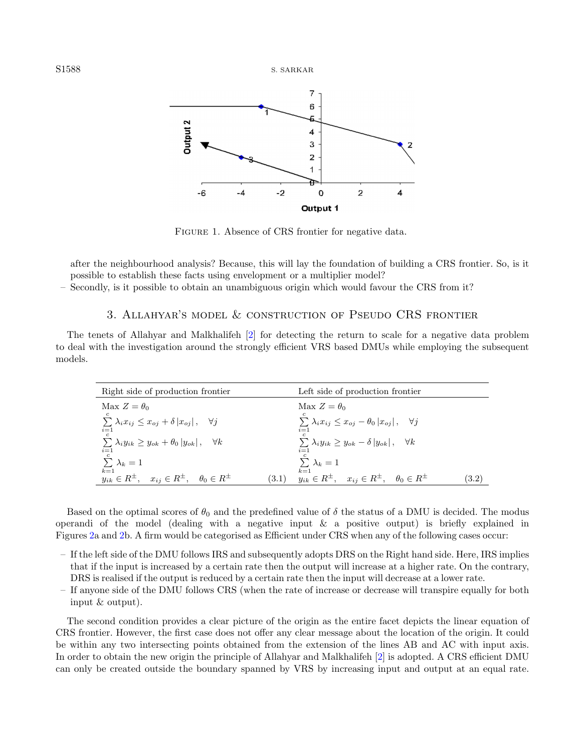FIGURE 1. Absence of CRS frontier for negative data.

after the neighbourhood analysis? Because, this will lay the foundation of building a CRS frontier. So, is it possible to establish these facts using envelopment or a multiplier model?

– Secondly, is it possible to obtain an unambiguous origin which would favour the CRS from it?

## 3. Allahyar's model & construction of Pseudo CRS frontier

The tenets of Allahyar and Malkhalifeh [2] for detecting the return to scale for a negative data problem to deal with the investigation around the strongly efficient VRS based DMUs while employing the subsequent models.

| Right side of production frontier | Left side of production frontier |
|---|---|
| Max $Z = \theta_0$ | Max $Z = \theta_0$ |
| $\sum_{i=1}^{c} \lambda_i x_{ij} \leq x_{oj} + \delta \left\| x_{oj} \right\|, \quad \forall j$ | $\sum_{i=1}^{c} \lambda_i x_{ij} \leq x_{oj} - \theta_0 \left\| x_{oj} \right\|, \quad \forall j$ |
| $\sum_{i=1}^{c} \lambda_i y_{ik} \geq y_{ok} + \theta_0 \left\| y_{ok} \right\|, \quad \forall k$ | $\sum_{i=1}^{c} \lambda_i y_{ik} \geq y_{ok} - \delta \left\| y_{ok} \right\|, \quad \forall k$ |
| $\sum_{k=1}^{c} \lambda_k = 1$ | $\sum_{k=1}^{c} \lambda_k = 1$ |
| $y_{ik} \in R^{\pm}, \quad x_{ij} \in R^{\pm}, \quad \theta_0 \in R^{\pm}$ (3.1) | $y_{ik} \in R^{\pm}, \quad x_{ij} \in R^{\pm}, \quad \theta_0 \in R^{\pm}$ (3.2) |

Based on the optimal scores of $\theta_0$ and the predefined value of $\delta$ the status of a DMU is decided. The modus operandi of the model (dealing with a negative input & a positive output) is briefly explained in Figures 2a and 2b. A firm would be categorised as Efficient under CRS when any of the following cases occur:

– If the left side of the DMU follows IRS and subsequently adopts DRS on the Right hand side. Here, IRS implies that if the input is increased by a certain rate then the output will increase at a higher rate. On the contrary, DRS is realised if the output is reduced by a certain rate then the input will decrease at a lower rate.

– If anyone side of the DMU follows CRS (when the rate of increase or decrease will transpire equally for both input & output).

The second condition provides a clear picture of the origin as the entire facet depicts the linear equation of CRS frontier. However, the first case does not offer any clear message about the location of the origin. It could be within any two intersecting points obtained from the extension of the lines AB and AC with input axis. In order to obtain the new origin the principle of Allahyar and Malkhalifeh [2] is adopted. A CRS efficient DMU can only be created outside the boundary spanned by VRS by increasing input and output at an equal rate.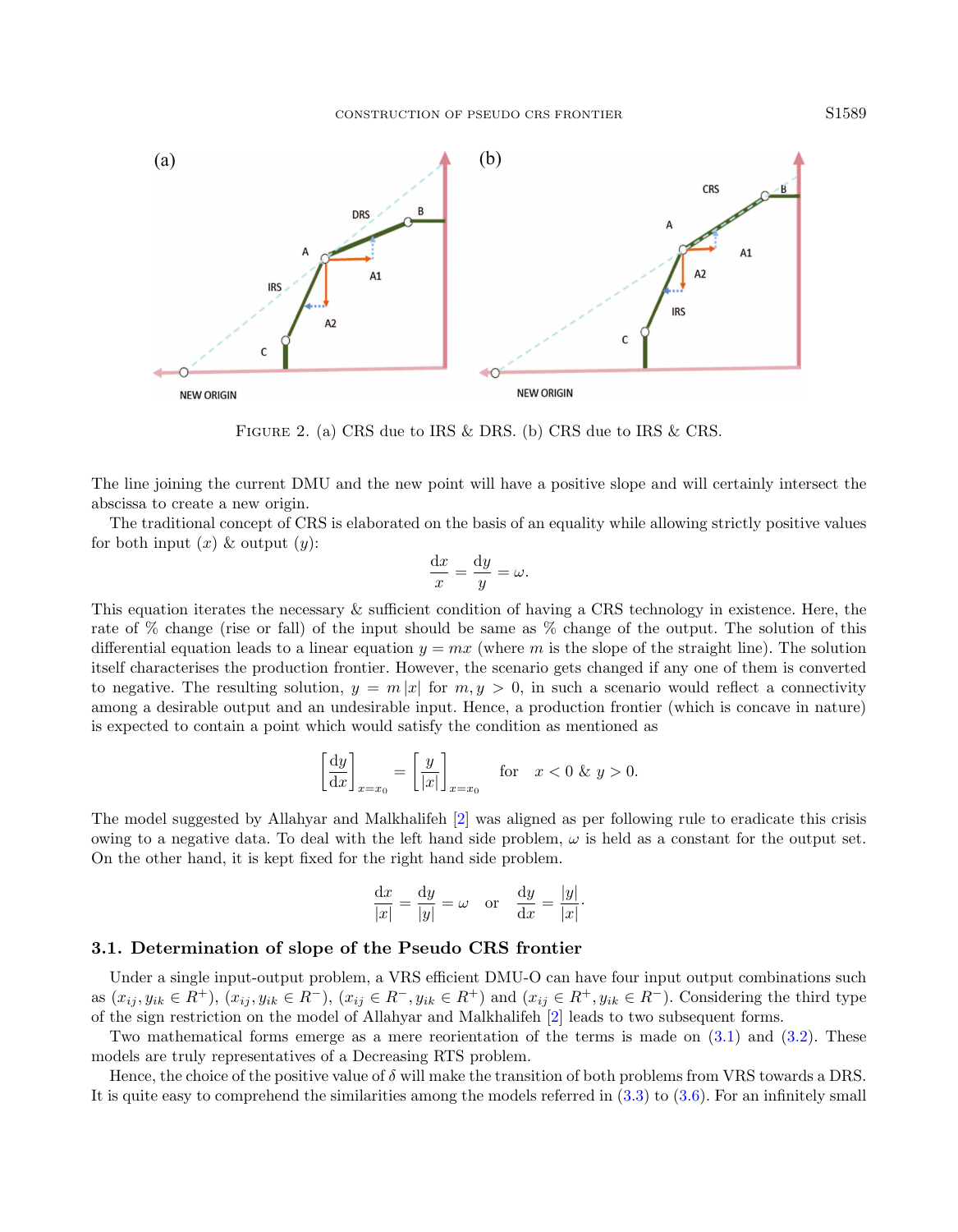FIGURE 2. (a) CRS due to IRS & DRS. (b) CRS due to IRS & CRS.

The line joining the current DMU and the new point will have a positive slope and will certainly intersect the abscissa to create a new origin.

The traditional concept of CRS is elaborated on the basis of an equality while allowing strictly positive values for both input ($x$) & output ($y$):

$$\frac{\mathrm{d}x}{x} = \frac{\mathrm{d}y}{y} = \omega.$$

This equation iterates the necessary & sufficient condition of having a CRS technology in existence. Here, the rate of % change (rise or fall) of the input should be same as % change of the output. The solution of this differential equation leads to a linear equation $y = mx$ (where $m$ is the slope of the straight line). The solution itself characterises the production frontier. However, the scenario gets changed if any one of them is converted to negative. The resulting solution, $y = m\,|x|$ for $m, y > 0$, in such a scenario would reflect a connectivity among a desirable output and an undesirable input. Hence, a production frontier (which is concave in nature) is expected to contain a point which would satisfy the condition as mentioned as

$$\left[\frac{\mathrm{d}y}{\mathrm{d}x}\right]_{x=x_0} = \left[\frac{y}{|x|}\right]_{x=x_0} \quad \text{for} \quad x < 0 \;\&\; y > 0.$$

The model suggested by Allahyar and Malkhalifeh [2] was aligned as per following rule to eradicate this crisis owing to a negative data. To deal with the left hand side problem, $\omega$ is held as a constant for the output set. On the other hand, it is kept fixed for the right hand side problem.

$$\frac{\mathrm{d}x}{|x|} = \frac{\mathrm{d}y}{|y|} = \omega \quad \text{or} \quad \frac{\mathrm{d}y}{\mathrm{d}x} = \frac{|y|}{|x|}.$$

### 3.1. Determination of slope of the Pseudo CRS frontier

Under a single input-output problem, a VRS efficient DMU-O can have four input output combinations such as ($x_{ij}, y_{ik} \in R^{+}$), ($x_{ij}, y_{ik} \in R^{-}$), ($x_{ij} \in R^{-}, y_{ik} \in R^{+}$) and ($x_{ij} \in R^{+}, y_{ik} \in R^{-}$). Considering the third type of the sign restriction on the model of Allahyar and Malkhalifeh [2] leads to two subsequent forms.

Two mathematical forms emerge as a mere reorientation of the terms is made on (3.1) and (3.2). These models are truly representatives of a Decreasing RTS problem.

Hence, the choice of the positive value of $\delta$ will make the transition of both problems from VRS towards a DRS. It is quite easy to comprehend the similarities among the models referred in (3.3) to (3.6). For an infinitely small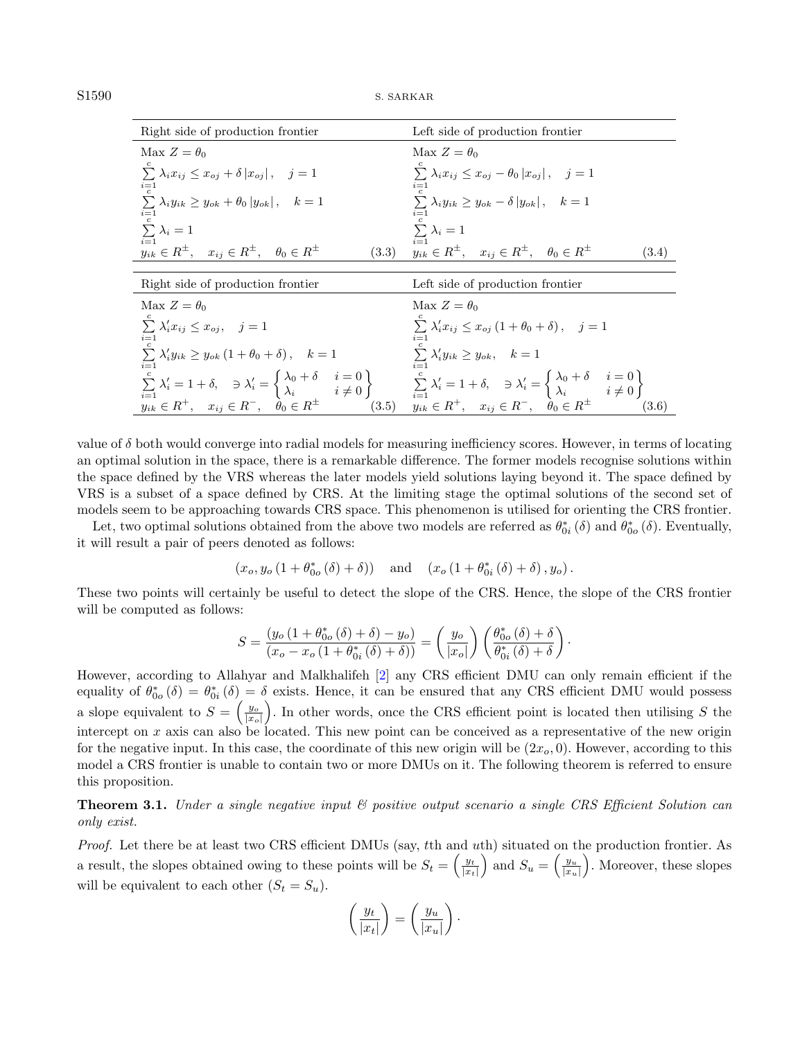| Right side of production frontier | Left side of production frontier |
|---|---|
| $$\begin{aligned} &\text{Max } Z=\theta_0 \\ &\sum_{i=1}^{c}\lambda_i x_{ij} \le x_{oj}+\delta\left\|x_{oj}\right\|, \quad j=1 \\ &\sum_{i=1}^{c}\lambda_i y_{ik} \ge y_{ok}+\theta_0\left\|y_{ok}\right\|, \quad k=1 \\ &\sum_{i=1}^{c}\lambda_i = 1 \\ &y_{ik}\in R^{\pm}, \quad x_{ij}\in R^{\pm}, \quad \theta_0\in R^{\pm} \qquad (3.3) \end{aligned}$$ | $$\begin{aligned} &\text{Max } Z=\theta_0 \\ &\sum_{i=1}^{c}\lambda_i x_{ij} \le x_{oj}-\theta_0\left\|x_{oj}\right\|, \quad j=1 \\ &\sum_{i=1}^{c}\lambda_i y_{ik} \ge y_{ok}-\delta\left\|y_{ok}\right\|, \quad k=1 \\ &\sum_{i=1}^{c}\lambda_i = 1 \\ &y_{ik}\in R^{\pm}, \quad x_{ij}\in R^{\pm}, \quad \theta_0\in R^{\pm} \qquad (3.4) \end{aligned}$$ |

| Right side of production frontier | Left side of production frontier |
|---|---|
| $$\begin{aligned} &\text{Max } Z=\theta_0 \\ &\sum_{i=1}^{c}\lambda'_i x_{ij} \le x_{oj}, \quad j=1 \\ &\sum_{i=1}^{c}\lambda'_i y_{ik} \ge y_{ok}\left(1+\theta_0+\delta\right), \quad k=1 \\ &\sum_{i=1}^{c}\lambda'_i = 1+\delta, \quad \ni \lambda'_i=\begin{Bmatrix}\lambda_0+\delta & i=0 \\ \lambda_i & i\ne 0\end{Bmatrix} \\ &y_{ik}\in R^{+}, \quad x_{ij}\in R^{-}, \quad \theta_0\in R^{\pm} \qquad (3.5) \end{aligned}$$ | $$\begin{aligned} &\text{Max } Z=\theta_0 \\ &\sum_{i=1}^{c}\lambda'_i x_{ij} \le x_{oj}\left(1+\theta_0+\delta\right), \quad j=1 \\ &\sum_{i=1}^{c}\lambda'_i y_{ik} \ge y_{ok}, \quad k=1 \\ &\sum_{i=1}^{c}\lambda'_i = 1+\delta, \quad \ni \lambda'_i=\begin{Bmatrix}\lambda_0+\delta & i=0 \\ \lambda_i & i\ne 0\end{Bmatrix} \\ &y_{ik}\in R^{+}, \quad x_{ij}\in R^{-}, \quad \theta_0\in R^{\pm} \qquad (3.6) \end{aligned}$$ |

value of $\delta$ both would converge into radial models for measuring inefficiency scores. However, in terms of locating an optimal solution in the space, there is a remarkable difference. The former models recognise solutions within the space defined by the VRS whereas the later models yield solutions laying beyond it. The space defined by VRS is a subset of a space defined by CRS. At the limiting stage the optimal solutions of the second set of models seem to be approaching towards CRS space. This phenomenon is utilised for orienting the CRS frontier.

Let, two optimal solutions obtained from the above two models are referred as $\theta^*_{0i}(\delta)$ and $\theta^*_{0o}(\delta)$. Eventually, it will result a pair of peers denoted as follows:

$$\left(x_o, y_o\left(1+\theta^*_{0o}(\delta)+\delta\right)\right) \quad \text{and} \quad \left(x_o\left(1+\theta^*_{0i}(\delta)+\delta\right), y_o\right).$$

These two points will certainly be useful to detect the slope of the CRS. Hence, the slope of the CRS frontier will be computed as follows:

$$S=\frac{\left(y_o\left(1+\theta^*_{0o}(\delta)+\delta\right)-y_o\right)}{\left(x_o-x_o\left(1+\theta^*_{0i}(\delta)+\delta\right)\right)}=\left(\frac{y_o}{|x_o|}\right)\left(\frac{\theta^*_{0o}(\delta)+\delta}{\theta^*_{0i}(\delta)+\delta}\right).$$

However, according to Allahyar and Malkhalifeh [2] any CRS efficient DMU can only remain efficient if the equality of $\theta^*_{0o}(\delta)=\theta^*_{0i}(\delta)=\delta$ exists. Hence, it can be ensured that any CRS efficient DMU would possess a slope equivalent to $S=\left(\frac{y_o}{|x_o|}\right)$. In other words, once the CRS efficient point is located then utilising $S$ the intercept on $x$ axis can also be located. This new point can be conceived as a representative of the new origin for the negative input. In this case, the coordinate of this new origin will be $(2x_o, 0)$. However, according to this model a CRS frontier is unable to contain two or more DMUs on it. The following theorem is referred to ensure this proposition.

**Theorem 3.1.** *Under a single negative input & positive output scenario a single CRS Efficient Solution can only exist.*

*Proof.* Let there be at least two CRS efficient DMUs (say, $t$th and $u$th) situated on the production frontier. As a result, the slopes obtained owing to these points will be $S_t=\left(\frac{y_t}{|x_t|}\right)$ and $S_u=\left(\frac{y_u}{|x_u|}\right)$. Moreover, these slopes will be equivalent to each other ($S_t=S_u$).

$$\left(\frac{y_t}{|x_t|}\right)=\left(\frac{y_u}{|x_u|}\right).$$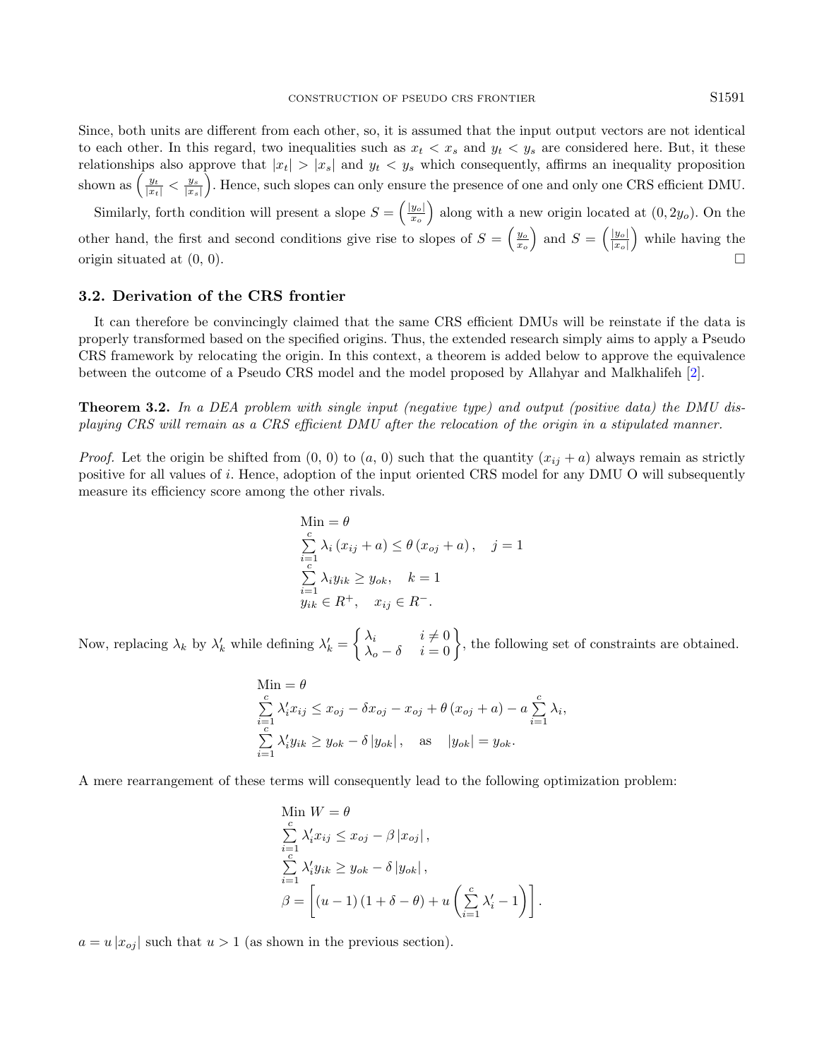Since, both units are different from each other, so, it is assumed that the input output vectors are not identical to each other. In this regard, two inequalities such as $x_t < x_s$ and $y_t < y_s$ are considered here. But, it these relationships also approve that $|x_t| > |x_s|$ and $y_t < y_s$ which consequently, affirms an inequality proposition shown as $\left(\frac{y_t}{|x_t|} < \frac{y_s}{|x_s|}\right)$. Hence, such slopes can only ensure the presence of one and only one CRS efficient DMU.

Similarly, forth condition will present a slope $S = \left(\frac{|y_o|}{x_o}\right)$ along with a new origin located at $(0, 2y_o)$. On the other hand, the first and second conditions give rise to slopes of $S = \left(\frac{y_o}{x_o}\right)$ and $S = \left(\frac{|y_o|}{|x_o|}\right)$ while having the origin situated at (0, 0). □

### 3.2. Derivation of the CRS frontier

It can therefore be convincingly claimed that the same CRS efficient DMUs will be reinstate if the data is properly transformed based on the specified origins. Thus, the extended research simply aims to apply a Pseudo CRS framework by relocating the origin. In this context, a theorem is added below to approve the equivalence between the outcome of a Pseudo CRS model and the model proposed by Allahyar and Malkhalifeh [2].

**Theorem 3.2.** *In a DEA problem with single input (negative type) and output (positive data) the DMU displaying CRS will remain as a CRS efficient DMU after the relocation of the origin in a stipulated manner.*

*Proof.* Let the origin be shifted from (0, 0) to (a, 0) such that the quantity $(x_{ij} + a)$ always remain as strictly positive for all values of $i$. Hence, adoption of the input oriented CRS model for any DMU O will subsequently measure its efficiency score among the other rivals.

$$\begin{aligned}
&\text{Min} = \theta \\
&\sum_{i=1}^{c} \lambda_i \left(x_{ij} + a\right) \leq \theta \left(x_{oj} + a\right), \quad j = 1 \\
&\sum_{i=1}^{c} \lambda_i y_{ik} \geq y_{ok}, \quad k = 1 \\
&y_{ik} \in R^+, \quad x_{ij} \in R^-.
\end{aligned}$$

Now, replacing $\lambda_k$ by $\lambda'_k$ while defining $\lambda'_k = \left\{ \begin{array}{ll} \lambda_i & i \neq 0 \\ \lambda_o - \delta & i = 0 \end{array} \right\}$, the following set of constraints are obtained.

$$\begin{aligned}
&\text{Min} = \theta \\
&\sum_{i=1}^{c} \lambda'_i x_{ij} \leq x_{oj} - \delta x_{oj} - x_{oj} + \theta \left(x_{oj} + a\right) - a \sum_{i=1}^{c} \lambda_i, \\
&\sum_{i=1}^{c} \lambda'_i y_{ik} \geq y_{ok} - \delta \left|y_{ok}\right|, \quad \text{as} \quad \left|y_{ok}\right| = y_{ok}.
\end{aligned}$$

A mere rearrangement of these terms will consequently lead to the following optimization problem:

$$\begin{aligned}
&\text{Min } W = \theta \\
&\sum_{i=1}^{c} \lambda'_i x_{ij} \leq x_{oj} - \beta \left|x_{oj}\right|, \\
&\sum_{i=1}^{c} \lambda'_i y_{ik} \geq y_{ok} - \delta \left|y_{ok}\right|, \\
&\beta = \left[(u-1)(1+\delta-\theta) + u\left(\sum_{i=1}^{c} \lambda'_i - 1\right)\right].
\end{aligned}$$

$a = u\left|x_{oj}\right|$ such that $u > 1$ (as shown in the previous section).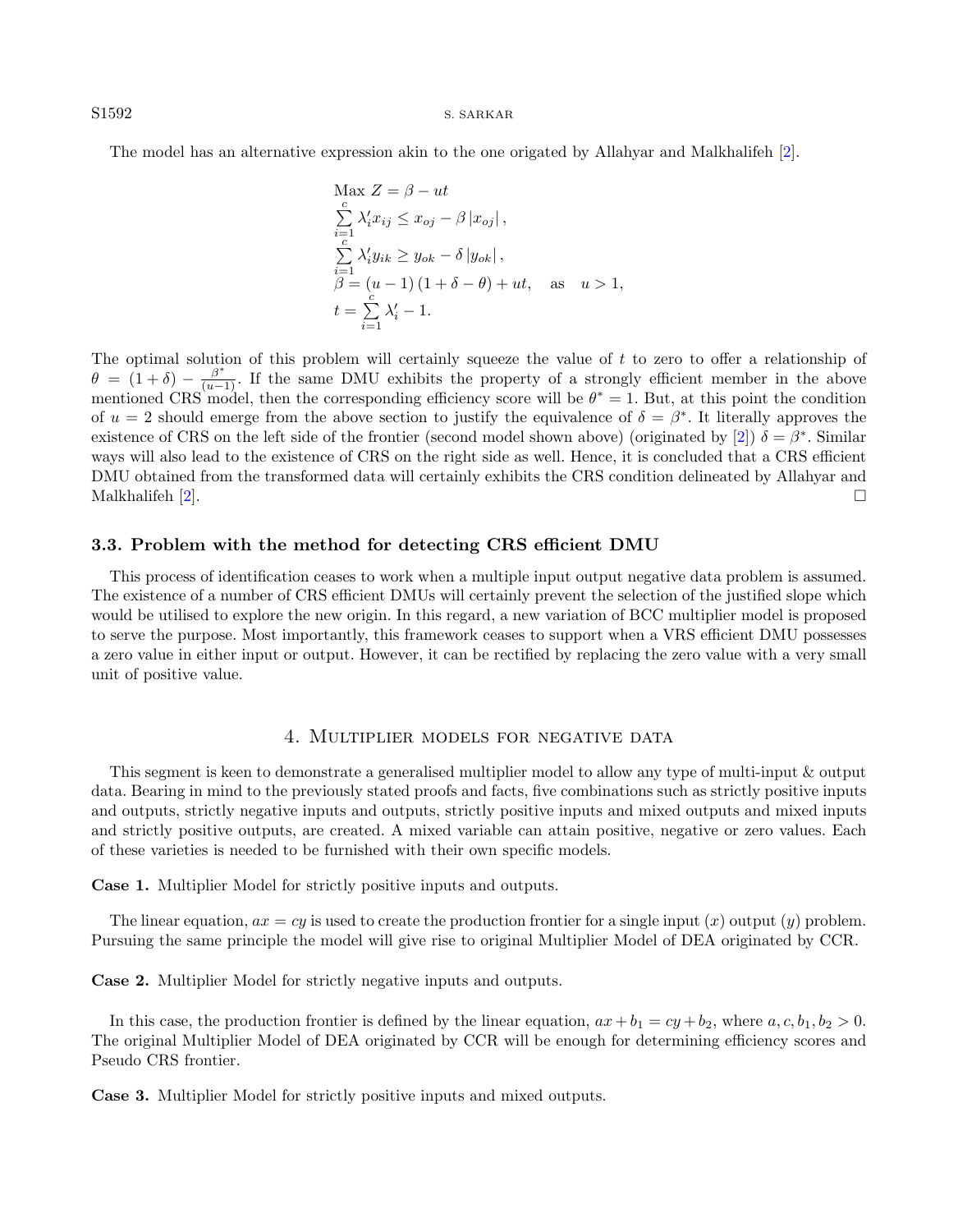The model has an alternative expression akin to the one origated by Allahyar and Malkhalifeh [2].

$$
\begin{aligned}
&\text{Max } Z = \beta - ut \\
&\sum_{i=1}^{c} \lambda_i' x_{ij} \leq x_{oj} - \beta \left| x_{oj} \right|, \\
&\sum_{i=1}^{c} \lambda_i' y_{ik} \geq y_{ok} - \delta \left| y_{ok} \right|, \\
&\beta = (u-1)(1+\delta-\theta) + ut, \quad \text{as} \quad u > 1, \\
&t = \sum_{i=1}^{c} \lambda_i' - 1.
\end{aligned}
$$

The optimal solution of this problem will certainly squeeze the value of $t$ to zero to offer a relationship of $\theta = (1+\delta) - \frac{\beta^*}{(u-1)}$. If the same DMU exhibits the property of a strongly efficient member in the above mentioned CRS model, then the corresponding efficiency score will be $\theta^* = 1$. But, at this point the condition of $u = 2$ should emerge from the above section to justify the equivalence of $\delta = \beta^*$. It literally approves the existence of CRS on the left side of the frontier (second model shown above) (originated by [2]) $\delta = \beta^*$. Similar ways will also lead to the existence of CRS on the right side as well. Hence, it is concluded that a CRS efficient DMU obtained from the transformed data will certainly exhibits the CRS condition delineated by Allahyar and Malkhalifeh [2]. □

### 3.3. Problem with the method for detecting CRS efficient DMU

This process of identification ceases to work when a multiple input output negative data problem is assumed. The existence of a number of CRS efficient DMUs will certainly prevent the selection of the justified slope which would be utilised to explore the new origin. In this regard, a new variation of BCC multiplier model is proposed to serve the purpose. Most importantly, this framework ceases to support when a VRS efficient DMU possesses a zero value in either input or output. However, it can be rectified by replacing the zero value with a very small unit of positive value.

## 4. Multiplier models for negative data

This segment is keen to demonstrate a generalised multiplier model to allow any type of multi-input & output data. Bearing in mind to the previously stated proofs and facts, five combinations such as strictly positive inputs and outputs, strictly negative inputs and outputs, strictly positive inputs and mixed outputs and mixed inputs and strictly positive outputs, are created. A mixed variable can attain positive, negative or zero values. Each of these varieties is needed to be furnished with their own specific models.

**Case 1.** Multiplier Model for strictly positive inputs and outputs.

The linear equation, $ax = cy$ is used to create the production frontier for a single input ($x$) output ($y$) problem. Pursuing the same principle the model will give rise to original Multiplier Model of DEA originated by CCR.

**Case 2.** Multiplier Model for strictly negative inputs and outputs.

In this case, the production frontier is defined by the linear equation, $ax + b_1 = cy + b_2$, where $a, c, b_1, b_2 > 0$. The original Multiplier Model of DEA originated by CCR will be enough for determining efficiency scores and Pseudo CRS frontier.

**Case 3.** Multiplier Model for strictly positive inputs and mixed outputs.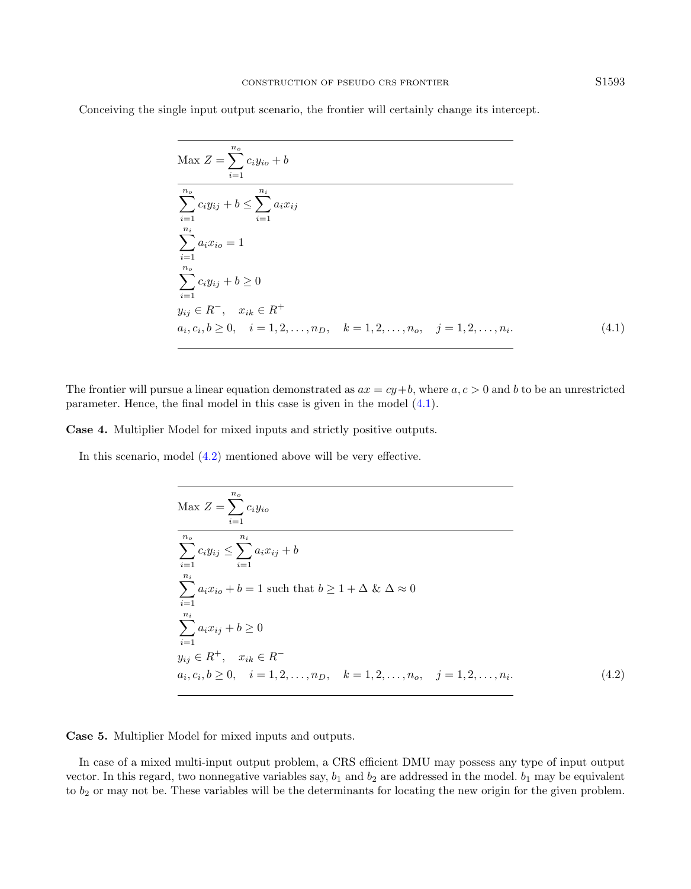Conceiving the single input output scenario, the frontier will certainly change its intercept.

$$
\begin{aligned}
&\text{Max } Z = \sum_{i=1}^{n_o} c_i y_{io} + b \\
\hline
&\sum_{i=1}^{n_o} c_i y_{ij} + b \leq \sum_{i=1}^{n_i} a_i x_{ij} \\
&\sum_{i=1}^{n_i} a_i x_{io} = 1 \\
&\sum_{i=1}^{n_o} c_i y_{ij} + b \geq 0 \\
&y_{ij} \in R^-, \quad x_{ik} \in R^+ \\
&a_i, c_i, b \geq 0, \quad i = 1, 2, \ldots, n_D, \quad k = 1, 2, \ldots, n_o, \quad j = 1, 2, \ldots, n_i.
\end{aligned}
\tag{4.1}
$$

The frontier will pursue a linear equation demonstrated as $ax = cy + b$, where $a, c > 0$ and $b$ to be an unrestricted parameter. Hence, the final model in this case is given in the model (4.1).

**Case 4.** Multiplier Model for mixed inputs and strictly positive outputs.

In this scenario, model (4.2) mentioned above will be very effective.

$$
\begin{aligned}
&\text{Max } Z = \sum_{i=1}^{n_o} c_i y_{io} \\
\hline
&\sum_{i=1}^{n_o} c_i y_{ij} \leq \sum_{i=1}^{n_i} a_i x_{ij} + b \\
&\sum_{i=1}^{n_i} a_i x_{io} + b = 1 \text{ such that } b \geq 1 + \Delta \text{ \& } \Delta \approx 0 \\
&\sum_{i=1}^{n_i} a_i x_{ij} + b \geq 0 \\
&y_{ij} \in R^+, \quad x_{ik} \in R^- \\
&a_i, c_i, b \geq 0, \quad i = 1, 2, \ldots, n_D, \quad k = 1, 2, \ldots, n_o, \quad j = 1, 2, \ldots, n_i.
\end{aligned}
\tag{4.2}
$$

**Case 5.** Multiplier Model for mixed inputs and outputs.

In case of a mixed multi-input output problem, a CRS efficient DMU may possess any type of input output vector. In this regard, two nonnegative variables say, $b_1$ and $b_2$ are addressed in the model. $b_1$ may be equivalent to $b_2$ or may not be. These variables will be the determinants for locating the new origin for the given problem.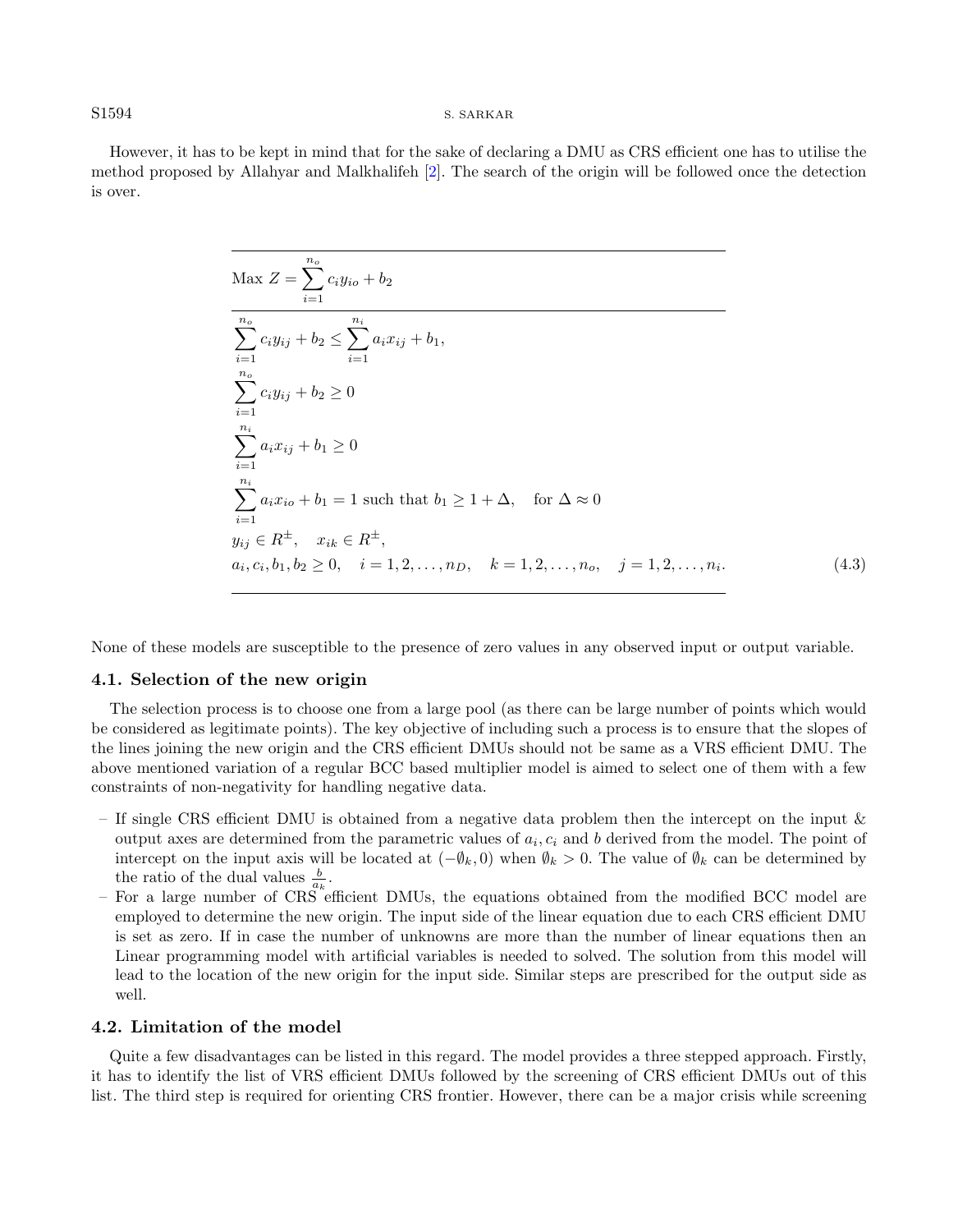However, it has to be kept in mind that for the sake of declaring a DMU as CRS efficient one has to utilise the method proposed by Allahyar and Malkhalifeh [2]. The search of the origin will be followed once the detection is over.

$$
\begin{array}{l}
\text{Max } Z = \sum_{i=1}^{n_o} c_i y_{io} + b_2 \\
\hline
\sum_{i=1}^{n_o} c_i y_{ij} + b_2 \leq \sum_{i=1}^{n_i} a_i x_{ij} + b_1, \\
\sum_{i=1}^{n_o} c_i y_{ij} + b_2 \geq 0 \\
\sum_{i=1}^{n_i} a_i x_{ij} + b_1 \geq 0 \\
\sum_{i=1}^{n_i} a_i x_{io} + b_1 = 1 \text{ such that } b_1 \geq 1 + \Delta, \quad \text{for } \Delta \approx 0 \\
y_{ij} \in R^{\pm}, \quad x_{ik} \in R^{\pm}, \\
a_i, c_i, b_1, b_2 \geq 0, \quad i = 1, 2, \ldots, n_D, \quad k = 1, 2, \ldots, n_o, \quad j = 1, 2, \ldots, n_i.
\end{array}
\tag{4.3}
$$

None of these models are susceptible to the presence of zero values in any observed input or output variable.

### 4.1. Selection of the new origin

The selection process is to choose one from a large pool (as there can be large number of points which would be considered as legitimate points). The key objective of including such a process is to ensure that the slopes of the lines joining the new origin and the CRS efficient DMUs should not be same as a VRS efficient DMU. The above mentioned variation of a regular BCC based multiplier model is aimed to select one of them with a few constraints of non-negativity for handling negative data.

- If single CRS efficient DMU is obtained from a negative data problem then the intercept on the input & output axes are determined from the parametric values of $a_i, c_i$ and $b$ derived from the model. The point of intercept on the input axis will be located at $(-\emptyset_k, 0)$ when $\emptyset_k > 0$. The value of $\emptyset_k$ can be determined by the ratio of the dual values $\frac{b}{a_k}$.
- For a large number of CRS efficient DMUs, the equations obtained from the modified BCC model are employed to determine the new origin. The input side of the linear equation due to each CRS efficient DMU is set as zero. If in case the number of unknowns are more than the number of linear equations then an Linear programming model with artificial variables is needed to solved. The solution from this model will lead to the location of the new origin for the input side. Similar steps are prescribed for the output side as well.

### 4.2. Limitation of the model

Quite a few disadvantages can be listed in this regard. The model provides a three stepped approach. Firstly, it has to identify the list of VRS efficient DMUs followed by the screening of CRS efficient DMUs out of this list. The third step is required for orienting CRS frontier. However, there can be a major crisis while screening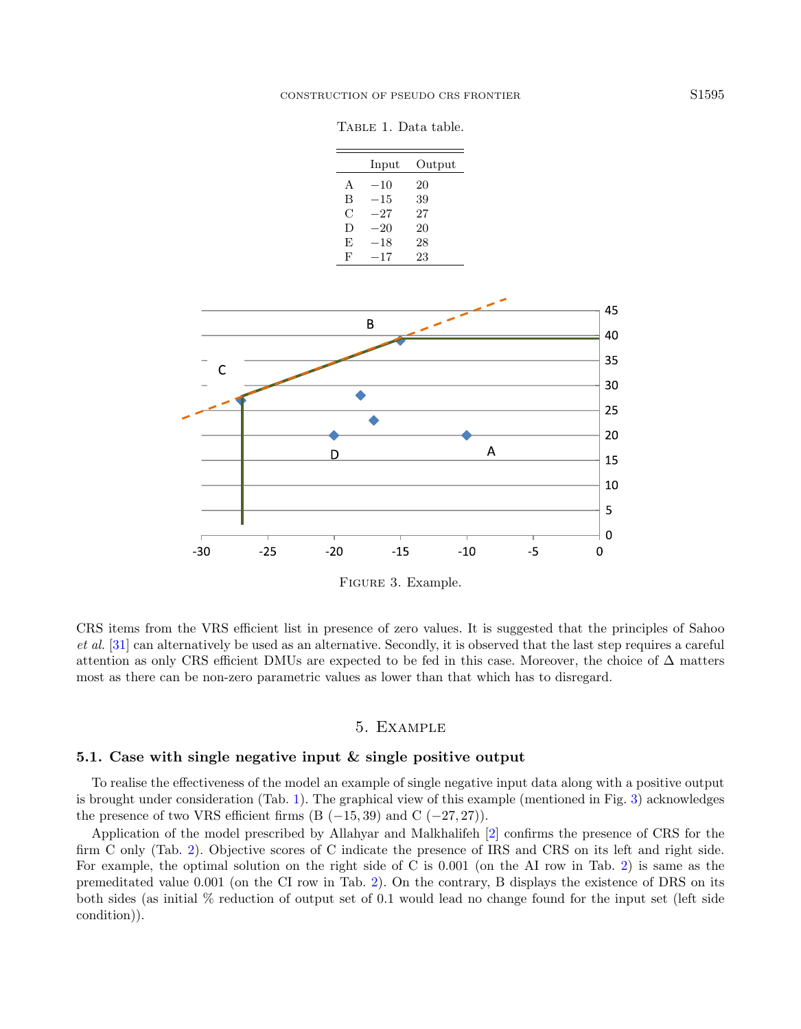Table 1. Data table.

| | Input | Output |
|---|---|---|
| A | −10 | 20 |
| B | −15 | 39 |
| C | −27 | 27 |
| D | −20 | 20 |
| E | −18 | 28 |
| F | −17 | 23 |

Figure 3. Example.

CRS items from the VRS efficient list in presence of zero values. It is suggested that the principles of Sahoo *et al.* [31] can alternatively be used as an alternative. Secondly, it is observed that the last step requires a careful attention as only CRS efficient DMUs are expected to be fed in this case. Moreover, the choice of $\Delta$ matters most as there can be non-zero parametric values as lower than that which has to disregard.

## 5. Example

### 5.1. Case with single negative input & single positive output

To realise the effectiveness of the model an example of single negative input data along with a positive output is brought under consideration (Tab. 1). The graphical view of this example (mentioned in Fig. 3) acknowledges the presence of two VRS efficient firms (B $(-15, 39)$ and C $(-27, 27)$).

Application of the model prescribed by Allahyar and Malkhalifeh [2] confirms the presence of CRS for the firm C only (Tab. 2). Objective scores of C indicate the presence of IRS and CRS on its left and right side. For example, the optimal solution on the right side of C is 0.001 (on the AI row in Tab. 2) is same as the premeditated value 0.001 (on the CI row in Tab. 2). On the contrary, B displays the existence of DRS on its both sides (as initial % reduction of output set of 0.1 would lead no change found for the input set (left side condition)).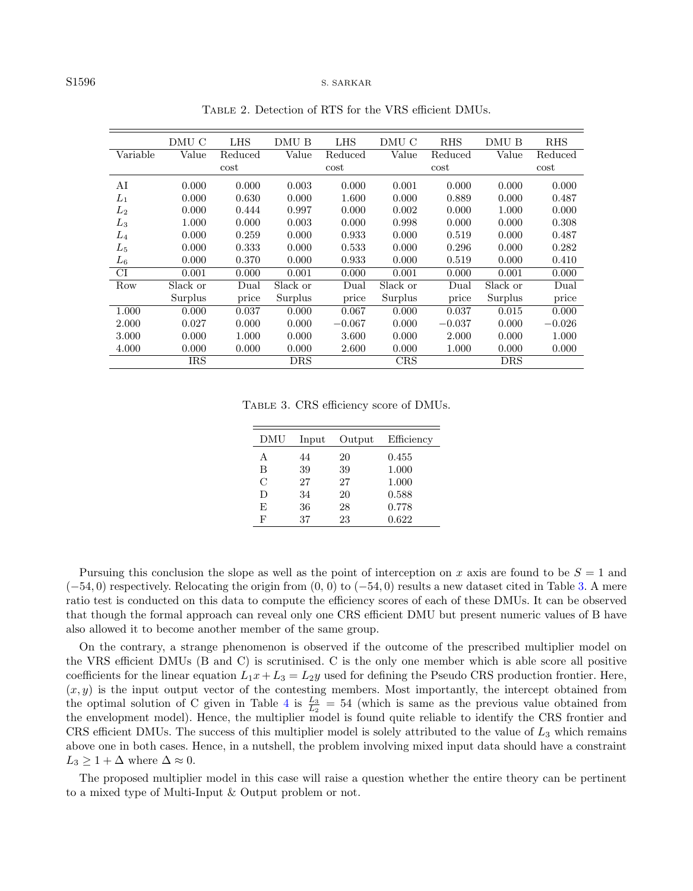Table 2. Detection of RTS for the VRS efficient DMUs.

| | DMU C | LHS | DMU B | LHS | DMU C | RHS | DMU B | RHS |
|---|---|---|---|---|---|---|---|---|
| Variable | Value | Reduced cost | Value | Reduced cost | Value | Reduced cost | Value | Reduced cost |
| AI | 0.000 | 0.000 | 0.003 | 0.000 | 0.001 | 0.000 | 0.000 | 0.000 |
| $L_1$ | 0.000 | 0.630 | 0.000 | 1.600 | 0.000 | 0.889 | 0.000 | 0.487 |
| $L_2$ | 0.000 | 0.444 | 0.997 | 0.000 | 0.002 | 0.000 | 1.000 | 0.000 |
| $L_3$ | 1.000 | 0.000 | 0.003 | 0.000 | 0.998 | 0.000 | 0.000 | 0.308 |
| $L_4$ | 0.000 | 0.259 | 0.000 | 0.933 | 0.000 | 0.519 | 0.000 | 0.487 |
| $L_5$ | 0.000 | 0.333 | 0.000 | 0.533 | 0.000 | 0.296 | 0.000 | 0.282 |
| $L_6$ | 0.000 | 0.370 | 0.000 | 0.933 | 0.000 | 0.519 | 0.000 | 0.410 |
| CI | 0.001 | 0.000 | 0.001 | 0.000 | 0.001 | 0.000 | 0.001 | 0.000 |
| Row | Slack or Surplus | Dual price | Slack or Surplus | Dual price | Slack or Surplus | Dual price | Slack or Surplus | Dual price |
| 1.000 | 0.000 | 0.037 | 0.000 | 0.067 | 0.000 | 0.037 | 0.015 | 0.000 |
| 2.000 | 0.027 | 0.000 | 0.000 | −0.067 | 0.000 | −0.037 | 0.000 | −0.026 |
| 3.000 | 0.000 | 1.000 | 0.000 | 3.600 | 0.000 | 2.000 | 0.000 | 1.000 |
| 4.000 | 0.000 | 0.000 | 0.000 | 2.600 | 0.000 | 1.000 | 0.000 | 0.000 |
| | IRS | | DRS | | CRS | | DRS | |

Table 3. CRS efficiency score of DMUs.

| DMU | Input | Output | Efficiency |
|---|---|---|---|
| A | 44 | 20 | 0.455 |
| B | 39 | 39 | 1.000 |
| C | 27 | 27 | 1.000 |
| D | 34 | 20 | 0.588 |
| E | 36 | 28 | 0.778 |
| F | 37 | 23 | 0.622 |

Pursuing this conclusion the slope as well as the point of interception on $x$ axis are found to be $S = 1$ and $(-54, 0)$ respectively. Relocating the origin from $(0, 0)$ to $(-54, 0)$ results a new dataset cited in Table 3. A mere ratio test is conducted on this data to compute the efficiency scores of each of these DMUs. It can be observed that though the formal approach can reveal only one CRS efficient DMU but present numeric values of B have also allowed it to become another member of the same group.

On the contrary, a strange phenomenon is observed if the outcome of the prescribed multiplier model on the VRS efficient DMUs (B and C) is scrutinised. C is the only one member which is able score all positive coefficients for the linear equation $L_1x + L_3 = L_2y$ used for defining the Pseudo CRS production frontier. Here, $(x, y)$ is the input output vector of the contesting members. Most importantly, the intercept obtained from the optimal solution of C given in Table 4 is $\frac{L_3}{L_2} = 54$ (which is same as the previous value obtained from the envelopment model). Hence, the multiplier model is found quite reliable to identify the CRS frontier and CRS efficient DMUs. The success of this multiplier model is solely attributed to the value of $L_3$ which remains above one in both cases. Hence, in a nutshell, the problem involving mixed input data should have a constraint $L_3 \geq 1 + \Delta$ where $\Delta \approx 0$.

The proposed multiplier model in this case will raise a question whether the entire theory can be pertinent to a mixed type of Multi-Input & Output problem or not.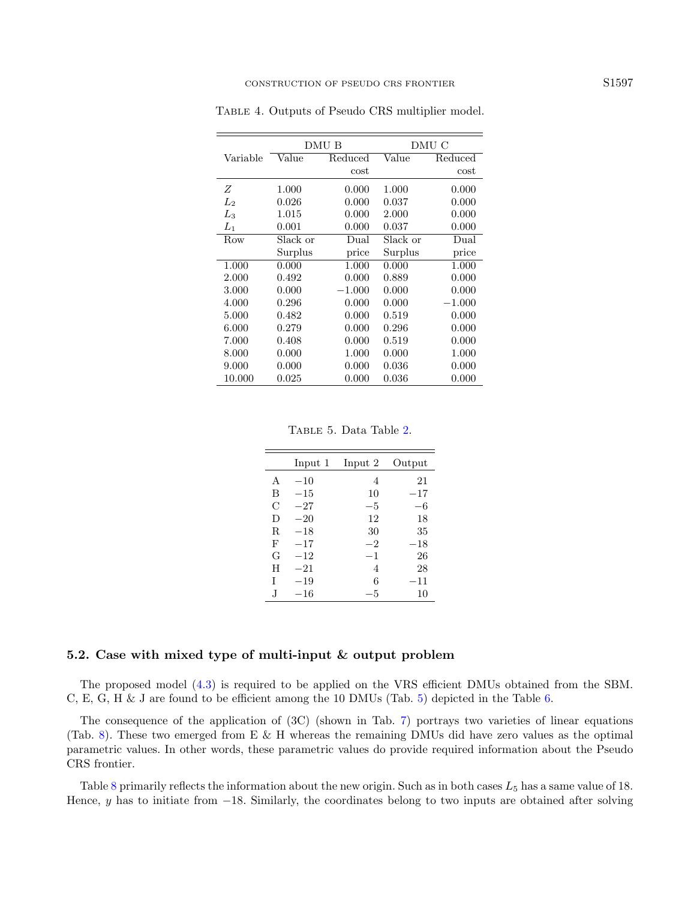Table 4. Outputs of Pseudo CRS multiplier model.

| | DMU B | | DMU C | |
|---|---|---|---|---|
| Variable | Value | Reduced cost | Value | Reduced cost |
| $Z$ | 1.000 | 0.000 | 1.000 | 0.000 |
| $L_2$ | 0.026 | 0.000 | 0.037 | 0.000 |
| $L_3$ | 1.015 | 0.000 | 2.000 | 0.000 |
| $L_1$ | 0.001 | 0.000 | 0.037 | 0.000 |
| Row | Slack or Surplus | Dual price | Slack or Surplus | Dual price |
| 1.000 | 0.000 | 1.000 | 0.000 | 1.000 |
| 2.000 | 0.492 | 0.000 | 0.889 | 0.000 |
| 3.000 | 0.000 | −1.000 | 0.000 | 0.000 |
| 4.000 | 0.296 | 0.000 | 0.000 | −1.000 |
| 5.000 | 0.482 | 0.000 | 0.519 | 0.000 |
| 6.000 | 0.279 | 0.000 | 0.296 | 0.000 |
| 7.000 | 0.408 | 0.000 | 0.519 | 0.000 |
| 8.000 | 0.000 | 1.000 | 0.000 | 1.000 |
| 9.000 | 0.000 | 0.000 | 0.036 | 0.000 |
| 10.000 | 0.025 | 0.000 | 0.036 | 0.000 |

Table 5. Data Table 2.

| | Input 1 | Input 2 | Output |
|---|---|---|---|
| A | −10 | 4 | 21 |
| B | −15 | 10 | −17 |
| C | −27 | −5 | −6 |
| D | −20 | 12 | 18 |
| R | −18 | 30 | 35 |
| F | −17 | −2 | −18 |
| G | −12 | −1 | 26 |
| H | −21 | 4 | 28 |
| I | −19 | 6 | −11 |
| J | −16 | −5 | 10 |

### 5.2. Case with mixed type of multi-input & output problem

The proposed model (4.3) is required to be applied on the VRS efficient DMUs obtained from the SBM. C, E, G, H & J are found to be efficient among the 10 DMUs (Tab. 5) depicted in the Table 6.

The consequence of the application of (3C) (shown in Tab. 7) portrays two varieties of linear equations (Tab. 8). These two emerged from E & H whereas the remaining DMUs did have zero values as the optimal parametric values. In other words, these parametric values do provide required information about the Pseudo CRS frontier.

Table 8 primarily reflects the information about the new origin. Such as in both cases $L_5$ has a same value of 18. Hence, $y$ has to initiate from −18. Similarly, the coordinates belong to two inputs are obtained after solving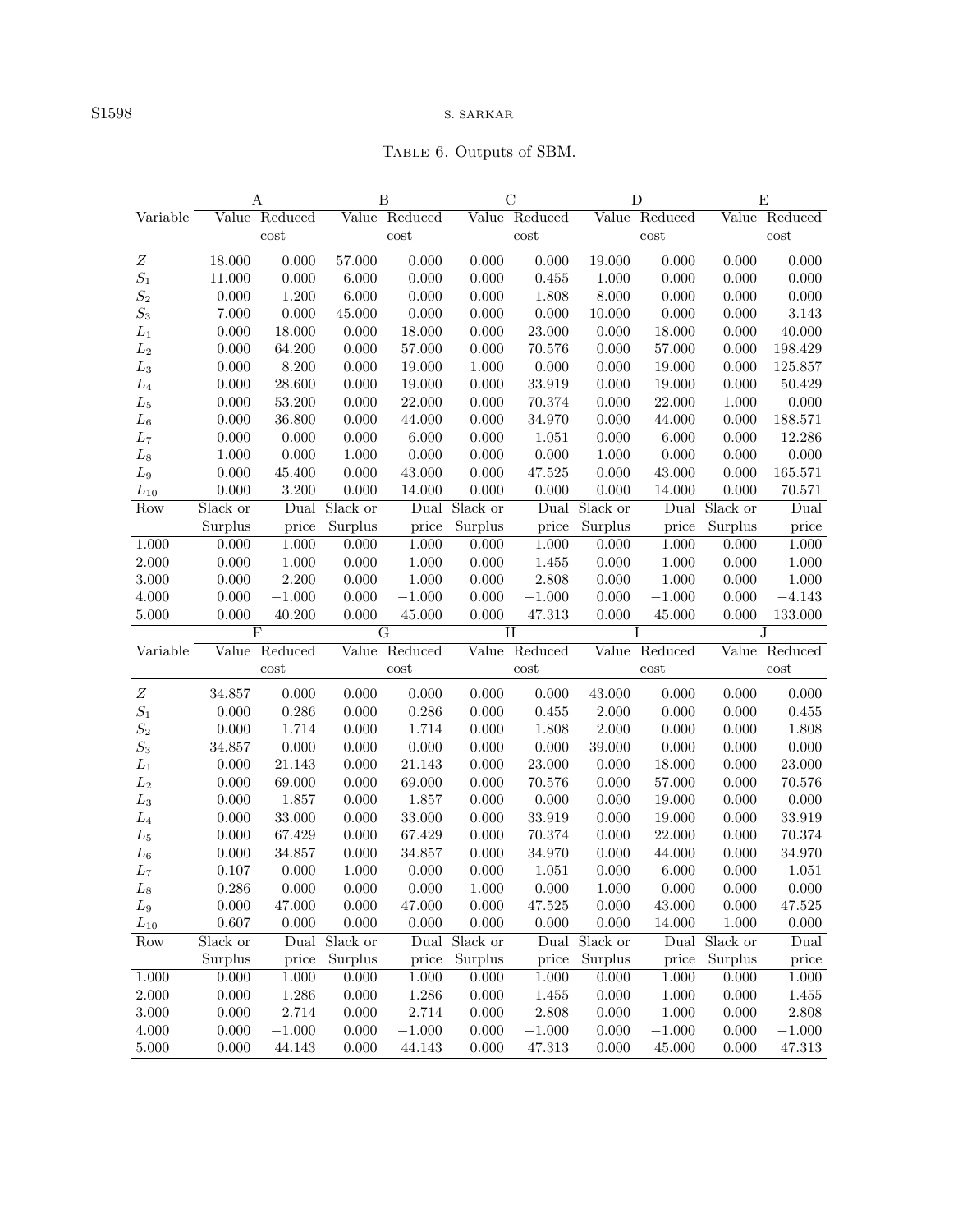Table 6. Outputs of SBM.

| Variable | A | | B | | C | | D | | E | |
|---|---|---|---|---|---|---|---|---|---|---|
| | Value | Reduced cost | Value | Reduced cost | Value | Reduced cost | Value | Reduced cost | Value | Reduced cost |
| $Z$ | 18.000 | 0.000 | 57.000 | 0.000 | 0.000 | 0.000 | 19.000 | 0.000 | 0.000 | 0.000 |
| $S_1$ | 11.000 | 0.000 | 6.000 | 0.000 | 0.000 | 0.455 | 1.000 | 0.000 | 0.000 | 0.000 |
| $S_2$ | 0.000 | 1.200 | 6.000 | 0.000 | 0.000 | 1.808 | 8.000 | 0.000 | 0.000 | 0.000 |
| $S_3$ | 7.000 | 0.000 | 45.000 | 0.000 | 0.000 | 0.000 | 10.000 | 0.000 | 0.000 | 3.143 |
| $L_1$ | 0.000 | 18.000 | 0.000 | 18.000 | 0.000 | 23.000 | 0.000 | 18.000 | 0.000 | 40.000 |
| $L_2$ | 0.000 | 64.200 | 0.000 | 57.000 | 0.000 | 70.576 | 0.000 | 57.000 | 0.000 | 198.429 |
| $L_3$ | 0.000 | 8.200 | 0.000 | 19.000 | 1.000 | 0.000 | 0.000 | 19.000 | 0.000 | 125.857 |
| $L_4$ | 0.000 | 28.600 | 0.000 | 19.000 | 0.000 | 33.919 | 0.000 | 19.000 | 0.000 | 50.429 |
| $L_5$ | 0.000 | 53.200 | 0.000 | 22.000 | 0.000 | 70.374 | 0.000 | 22.000 | 1.000 | 0.000 |
| $L_6$ | 0.000 | 36.800 | 0.000 | 44.000 | 0.000 | 34.970 | 0.000 | 44.000 | 0.000 | 188.571 |
| $L_7$ | 0.000 | 0.000 | 0.000 | 6.000 | 0.000 | 1.051 | 0.000 | 6.000 | 0.000 | 12.286 |
| $L_8$ | 1.000 | 0.000 | 1.000 | 0.000 | 0.000 | 0.000 | 1.000 | 0.000 | 0.000 | 0.000 |
| $L_9$ | 0.000 | 45.400 | 0.000 | 43.000 | 0.000 | 47.525 | 0.000 | 43.000 | 0.000 | 165.571 |
| $L_{10}$ | 0.000 | 3.200 | 0.000 | 14.000 | 0.000 | 0.000 | 0.000 | 14.000 | 0.000 | 70.571 |
| Row | Slack or Surplus | Dual price | Slack or Surplus | Dual price | Slack or Surplus | Dual price | Slack or Surplus | Dual price | Slack or Surplus | Dual price |
| 1.000 | 0.000 | 1.000 | 0.000 | 1.000 | 0.000 | 1.000 | 0.000 | 1.000 | 0.000 | 1.000 |
| 2.000 | 0.000 | 1.000 | 0.000 | 1.000 | 0.000 | 1.455 | 0.000 | 1.000 | 0.000 | 1.000 |
| 3.000 | 0.000 | 2.200 | 0.000 | 1.000 | 0.000 | 2.808 | 0.000 | 1.000 | 0.000 | 1.000 |
| 4.000 | 0.000 | −1.000 | 0.000 | −1.000 | 0.000 | −1.000 | 0.000 | −1.000 | 0.000 | −4.143 |
| 5.000 | 0.000 | 40.200 | 0.000 | 45.000 | 0.000 | 47.313 | 0.000 | 45.000 | 0.000 | 133.000 |

| Variable | F | | G | | H | | I | | J | |
|---|---|---|---|---|---|---|---|---|---|---|
| | Value | Reduced cost | Value | Reduced cost | Value | Reduced cost | Value | Reduced cost | Value | Reduced cost |
| $Z$ | 34.857 | 0.000 | 0.000 | 0.000 | 0.000 | 0.000 | 43.000 | 0.000 | 0.000 | 0.000 |
| $S_1$ | 0.000 | 0.286 | 0.000 | 0.286 | 0.000 | 0.455 | 2.000 | 0.000 | 0.000 | 0.455 |
| $S_2$ | 0.000 | 1.714 | 0.000 | 1.714 | 0.000 | 1.808 | 2.000 | 0.000 | 0.000 | 1.808 |
| $S_3$ | 34.857 | 0.000 | 0.000 | 0.000 | 0.000 | 0.000 | 39.000 | 0.000 | 0.000 | 0.000 |
| $L_1$ | 0.000 | 21.143 | 0.000 | 21.143 | 0.000 | 23.000 | 0.000 | 18.000 | 0.000 | 23.000 |
| $L_2$ | 0.000 | 69.000 | 0.000 | 69.000 | 0.000 | 70.576 | 0.000 | 57.000 | 0.000 | 70.576 |
| $L_3$ | 0.000 | 1.857 | 0.000 | 1.857 | 0.000 | 0.000 | 0.000 | 19.000 | 0.000 | 0.000 |
| $L_4$ | 0.000 | 33.000 | 0.000 | 33.000 | 0.000 | 33.919 | 0.000 | 19.000 | 0.000 | 33.919 |
| $L_5$ | 0.000 | 67.429 | 0.000 | 67.429 | 0.000 | 70.374 | 0.000 | 22.000 | 0.000 | 70.374 |
| $L_6$ | 0.000 | 34.857 | 0.000 | 34.857 | 0.000 | 34.970 | 0.000 | 44.000 | 0.000 | 34.970 |
| $L_7$ | 0.107 | 0.000 | 1.000 | 0.000 | 0.000 | 1.051 | 0.000 | 6.000 | 0.000 | 1.051 |
| $L_8$ | 0.286 | 0.000 | 0.000 | 0.000 | 1.000 | 0.000 | 1.000 | 0.000 | 0.000 | 0.000 |
| $L_9$ | 0.000 | 47.000 | 0.000 | 47.000 | 0.000 | 47.525 | 0.000 | 43.000 | 0.000 | 47.525 |
| $L_{10}$ | 0.607 | 0.000 | 0.000 | 0.000 | 0.000 | 0.000 | 0.000 | 14.000 | 1.000 | 0.000 |
| Row | Slack or Surplus | Dual price | Slack or Surplus | Dual price | Slack or Surplus | Dual price | Slack or Surplus | Dual price | Slack or Surplus | Dual price |
| 1.000 | 0.000 | 1.000 | 0.000 | 1.000 | 0.000 | 1.000 | 0.000 | 1.000 | 0.000 | 1.000 |
| 2.000 | 0.000 | 1.286 | 0.000 | 1.286 | 0.000 | 1.455 | 0.000 | 1.000 | 0.000 | 1.455 |
| 3.000 | 0.000 | 2.714 | 0.000 | 2.714 | 0.000 | 2.808 | 0.000 | 1.000 | 0.000 | 2.808 |
| 4.000 | 0.000 | −1.000 | 0.000 | −1.000 | 0.000 | −1.000 | 0.000 | −1.000 | 0.000 | −1.000 |
| 5.000 | 0.000 | 44.143 | 0.000 | 44.143 | 0.000 | 47.313 | 0.000 | 45.000 | 0.000 | 47.313 |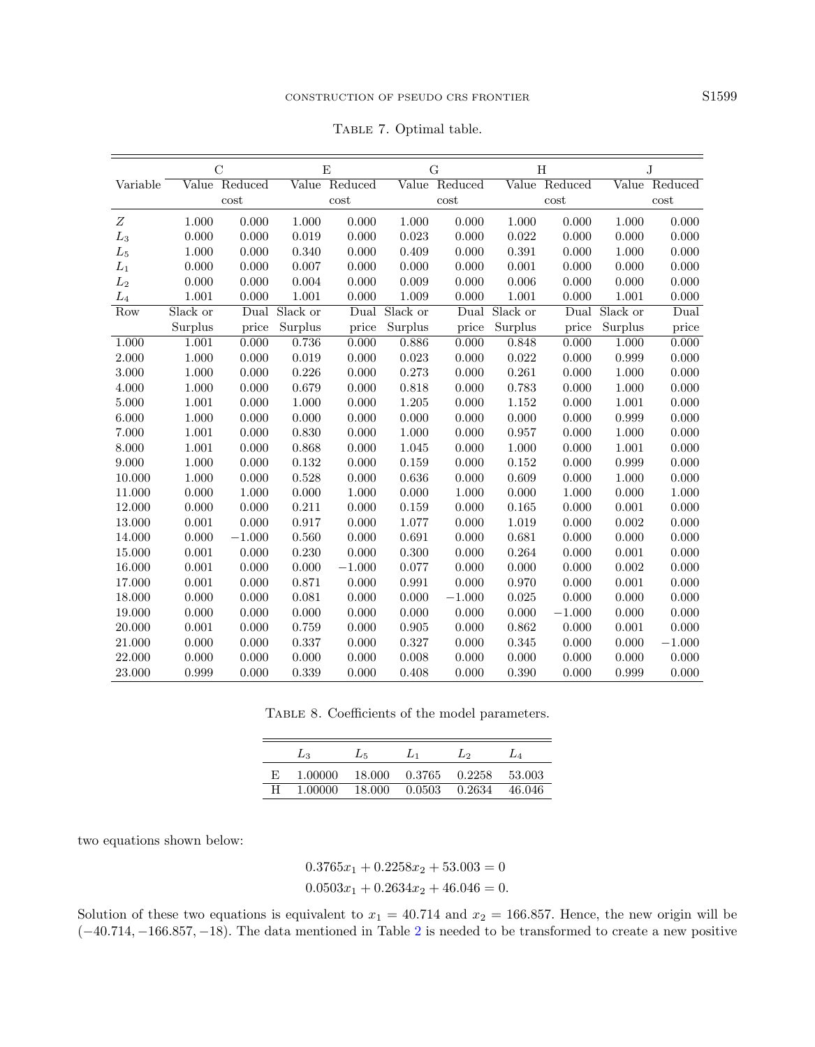Table 7. Optimal table.

| | C | | E | | G | | H | | J | |
|---|---|---|---|---|---|---|---|---|---|---|
| Variable | Value | Reduced cost | Value | Reduced cost | Value | Reduced cost | Value | Reduced cost | Value | Reduced cost |
| $Z$ | 1.000 | 0.000 | 1.000 | 0.000 | 1.000 | 0.000 | 1.000 | 0.000 | 1.000 | 0.000 |
| $L_3$ | 0.000 | 0.000 | 0.019 | 0.000 | 0.023 | 0.000 | 0.022 | 0.000 | 0.000 | 0.000 |
| $L_5$ | 1.000 | 0.000 | 0.340 | 0.000 | 0.409 | 0.000 | 0.391 | 0.000 | 1.000 | 0.000 |
| $L_1$ | 0.000 | 0.000 | 0.007 | 0.000 | 0.000 | 0.000 | 0.001 | 0.000 | 0.000 | 0.000 |
| $L_2$ | 0.000 | 0.000 | 0.004 | 0.000 | 0.009 | 0.000 | 0.006 | 0.000 | 0.000 | 0.000 |
| $L_4$ | 1.001 | 0.000 | 1.001 | 0.000 | 1.009 | 0.000 | 1.001 | 0.000 | 1.001 | 0.000 |
| Row | Slack or Surplus | Dual price | Slack or Surplus | Dual price | Slack or Surplus | Dual price | Slack or Surplus | Dual price | Slack or Surplus | Dual price |
| 1.000 | 1.001 | 0.000 | 0.736 | 0.000 | 0.886 | 0.000 | 0.848 | 0.000 | 1.000 | 0.000 |
| 2.000 | 1.000 | 0.000 | 0.019 | 0.000 | 0.023 | 0.000 | 0.022 | 0.000 | 0.999 | 0.000 |
| 3.000 | 1.000 | 0.000 | 0.226 | 0.000 | 0.273 | 0.000 | 0.261 | 0.000 | 1.000 | 0.000 |
| 4.000 | 1.000 | 0.000 | 0.679 | 0.000 | 0.818 | 0.000 | 0.783 | 0.000 | 1.000 | 0.000 |
| 5.000 | 1.001 | 0.000 | 1.000 | 0.000 | 1.205 | 0.000 | 1.152 | 0.000 | 1.001 | 0.000 |
| 6.000 | 1.000 | 0.000 | 0.000 | 0.000 | 0.000 | 0.000 | 0.000 | 0.000 | 0.999 | 0.000 |
| 7.000 | 1.001 | 0.000 | 0.830 | 0.000 | 1.000 | 0.000 | 0.957 | 0.000 | 1.000 | 0.000 |
| 8.000 | 1.001 | 0.000 | 0.868 | 0.000 | 1.045 | 0.000 | 1.000 | 0.000 | 1.001 | 0.000 |
| 9.000 | 1.000 | 0.000 | 0.132 | 0.000 | 0.159 | 0.000 | 0.152 | 0.000 | 0.999 | 0.000 |
| 10.000 | 1.000 | 0.000 | 0.528 | 0.000 | 0.636 | 0.000 | 0.609 | 0.000 | 1.000 | 0.000 |
| 11.000 | 0.000 | 1.000 | 0.000 | 1.000 | 0.000 | 1.000 | 0.000 | 1.000 | 0.000 | 1.000 |
| 12.000 | 0.000 | 0.000 | 0.211 | 0.000 | 0.159 | 0.000 | 0.165 | 0.000 | 0.001 | 0.000 |
| 13.000 | 0.001 | 0.000 | 0.917 | 0.000 | 1.077 | 0.000 | 1.019 | 0.000 | 0.002 | 0.000 |
| 14.000 | 0.000 | −1.000 | 0.560 | 0.000 | 0.691 | 0.000 | 0.681 | 0.000 | 0.000 | 0.000 |
| 15.000 | 0.001 | 0.000 | 0.230 | 0.000 | 0.300 | 0.000 | 0.264 | 0.000 | 0.001 | 0.000 |
| 16.000 | 0.001 | 0.000 | 0.000 | −1.000 | 0.077 | 0.000 | 0.000 | 0.000 | 0.002 | 0.000 |
| 17.000 | 0.001 | 0.000 | 0.871 | 0.000 | 0.991 | 0.000 | 0.970 | 0.000 | 0.001 | 0.000 |
| 18.000 | 0.000 | 0.000 | 0.081 | 0.000 | 0.000 | −1.000 | 0.025 | 0.000 | 0.000 | 0.000 |
| 19.000 | 0.000 | 0.000 | 0.000 | 0.000 | 0.000 | 0.000 | 0.000 | −1.000 | 0.000 | 0.000 |
| 20.000 | 0.001 | 0.000 | 0.759 | 0.000 | 0.905 | 0.000 | 0.862 | 0.000 | 0.001 | 0.000 |
| 21.000 | 0.000 | 0.000 | 0.337 | 0.000 | 0.327 | 0.000 | 0.345 | 0.000 | 0.000 | −1.000 |
| 22.000 | 0.000 | 0.000 | 0.000 | 0.000 | 0.008 | 0.000 | 0.000 | 0.000 | 0.000 | 0.000 |
| 23.000 | 0.999 | 0.000 | 0.339 | 0.000 | 0.408 | 0.000 | 0.390 | 0.000 | 0.999 | 0.000 |

Table 8. Coefficients of the model parameters.

| | $L_3$ | $L_5$ | $L_1$ | $L_2$ | $L_4$ |
|---|---|---|---|---|---|
| E | 1.00000 | 18.000 | 0.3765 | 0.2258 | 53.003 |
| H | 1.00000 | 18.000 | 0.0503 | 0.2634 | 46.046 |

two equations shown below:

$$0.3765x_1 + 0.2258x_2 + 53.003 = 0$$
$$0.0503x_1 + 0.2634x_2 + 46.046 = 0.$$

Solution of these two equations is equivalent to $x_1 = 40.714$ and $x_2 = 166.857$. Hence, the new origin will be $(-40.714, -166.857, -18)$. The data mentioned in Table 2 is needed to be transformed to create a new positive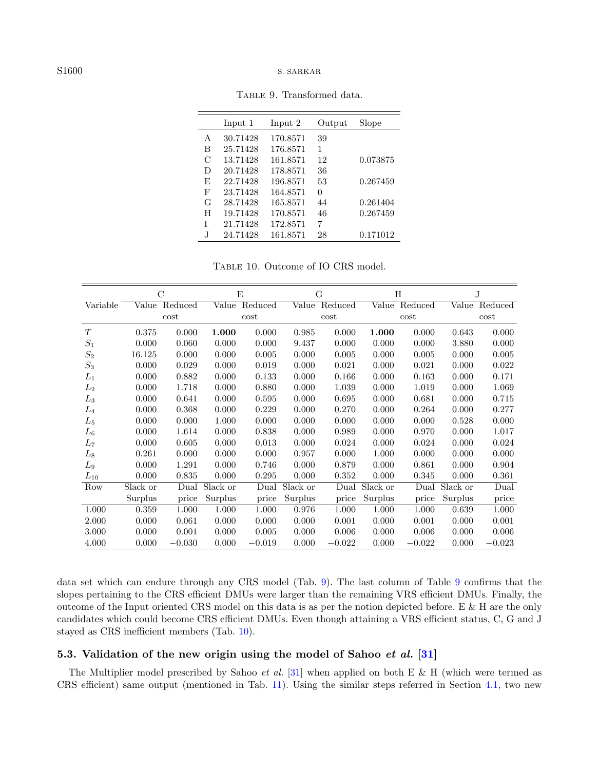Table 9. Transformed data.

| | Input 1 | Input 2 | Output | Slope |
|---|---|---|---|---|
| A | 30.71428 | 170.8571 | 39 | |
| B | 25.71428 | 176.8571 | 1 | |
| C | 13.71428 | 161.8571 | 12 | 0.073875 |
| D | 20.71428 | 178.8571 | 36 | |
| E | 22.71428 | 196.8571 | 53 | 0.267459 |
| F | 23.71428 | 164.8571 | 0 | |
| G | 28.71428 | 165.8571 | 44 | 0.261404 |
| H | 19.71428 | 170.8571 | 46 | 0.267459 |
| I | 21.71428 | 172.8571 | 7 | |
| J | 24.71428 | 161.8571 | 28 | 0.171012 |

Table 10. Outcome of IO CRS model.

| | C | | E | | G | | H | | J | |
|---|---|---|---|---|---|---|---|---|---|---|
| Variable | Value | Reduced cost | Value | Reduced cost | Value | Reduced cost | Value | Reduced cost | Value | Reduced cost |
| $T$ | 0.375 | 0.000 | **1.000** | 0.000 | 0.985 | 0.000 | **1.000** | 0.000 | 0.643 | 0.000 |
| $S_1$ | 0.000 | 0.060 | 0.000 | 0.000 | 9.437 | 0.000 | 0.000 | 0.000 | 3.880 | 0.000 |
| $S_2$ | 16.125 | 0.000 | 0.000 | 0.005 | 0.000 | 0.005 | 0.000 | 0.005 | 0.000 | 0.005 |
| $S_3$ | 0.000 | 0.029 | 0.000 | 0.019 | 0.000 | 0.021 | 0.000 | 0.021 | 0.000 | 0.022 |
| $L_1$ | 0.000 | 0.882 | 0.000 | 0.133 | 0.000 | 0.166 | 0.000 | 0.163 | 0.000 | 0.171 |
| $L_2$ | 0.000 | 1.718 | 0.000 | 0.880 | 0.000 | 1.039 | 0.000 | 1.019 | 0.000 | 1.069 |
| $L_3$ | 0.000 | 0.641 | 0.000 | 0.595 | 0.000 | 0.695 | 0.000 | 0.681 | 0.000 | 0.715 |
| $L_4$ | 0.000 | 0.368 | 0.000 | 0.229 | 0.000 | 0.270 | 0.000 | 0.264 | 0.000 | 0.277 |
| $L_5$ | 0.000 | 0.000 | 1.000 | 0.000 | 0.000 | 0.000 | 0.000 | 0.000 | 0.528 | 0.000 |
| $L_6$ | 0.000 | 1.614 | 0.000 | 0.838 | 0.000 | 0.989 | 0.000 | 0.970 | 0.000 | 1.017 |
| $L_7$ | 0.000 | 0.605 | 0.000 | 0.013 | 0.000 | 0.024 | 0.000 | 0.024 | 0.000 | 0.024 |
| $L_8$ | 0.261 | 0.000 | 0.000 | 0.000 | 0.957 | 0.000 | 1.000 | 0.000 | 0.000 | 0.000 |
| $L_9$ | 0.000 | 1.291 | 0.000 | 0.746 | 0.000 | 0.879 | 0.000 | 0.861 | 0.000 | 0.904 |
| $L_{10}$ | 0.000 | 0.835 | 0.000 | 0.295 | 0.000 | 0.352 | 0.000 | 0.345 | 0.000 | 0.361 |
| Row | Slack or Surplus | Dual price | Slack or Surplus | Dual price | Slack or Surplus | Dual price | Slack or Surplus | Dual price | Slack or Surplus | Dual price |
| 1.000 | 0.359 | −1.000 | 1.000 | −1.000 | 0.976 | −1.000 | 1.000 | −1.000 | 0.639 | −1.000 |
| 2.000 | 0.000 | 0.061 | 0.000 | 0.000 | 0.000 | 0.001 | 0.000 | 0.001 | 0.000 | 0.001 |
| 3.000 | 0.000 | 0.001 | 0.000 | 0.005 | 0.000 | 0.006 | 0.000 | 0.006 | 0.000 | 0.006 |
| 4.000 | 0.000 | −0.030 | 0.000 | −0.019 | 0.000 | −0.022 | 0.000 | −0.022 | 0.000 | −0.023 |

data set which can endure through any CRS model (Tab. 9). The last column of Table 9 confirms that the slopes pertaining to the CRS efficient DMUs were larger than the remaining VRS efficient DMUs. Finally, the outcome of the Input oriented CRS model on this data is as per the notion depicted before. E & H are the only candidates which could become CRS efficient DMUs. Even though attaining a VRS efficient status, C, G and J stayed as CRS inefficient members (Tab. 10).

### 5.3. Validation of the new origin using the model of Sahoo *et al.* [31]

The Multiplier model prescribed by Sahoo *et al.* [31] when applied on both E & H (which were termed as CRS efficient) same output (mentioned in Tab. 11). Using the similar steps referred in Section 4.1, two new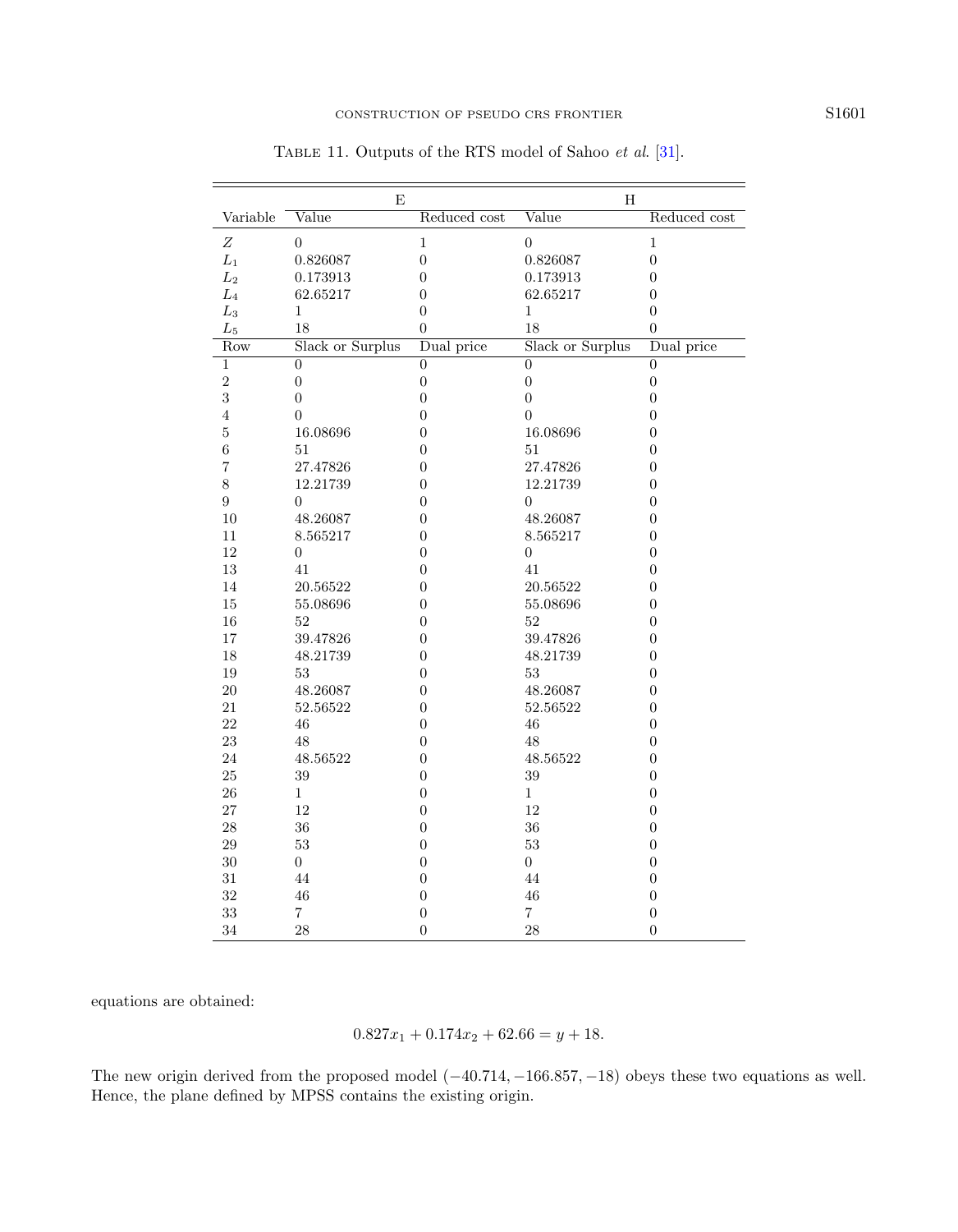Table 11. Outputs of the RTS model of Sahoo *et al*. [31].

| | E | | H | |
|---|---|---|---|---|
| Variable | Value | Reduced cost | Value | Reduced cost |
| $Z$ | 0 | 1 | 0 | 1 |
| $L_1$ | 0.826087 | 0 | 0.826087 | 0 |
| $L_2$ | 0.173913 | 0 | 0.173913 | 0 |
| $L_4$ | 62.65217 | 0 | 62.65217 | 0 |
| $L_3$ | 1 | 0 | 1 | 0 |
| $L_5$ | 18 | 0 | 18 | 0 |
| Row | Slack or Surplus | Dual price | Slack or Surplus | Dual price |
| 1 | 0 | 0 | 0 | 0 |
| 2 | 0 | 0 | 0 | 0 |
| 3 | 0 | 0 | 0 | 0 |
| 4 | 0 | 0 | 0 | 0 |
| 5 | 16.08696 | 0 | 16.08696 | 0 |
| 6 | 51 | 0 | 51 | 0 |
| 7 | 27.47826 | 0 | 27.47826 | 0 |
| 8 | 12.21739 | 0 | 12.21739 | 0 |
| 9 | 0 | 0 | 0 | 0 |
| 10 | 48.26087 | 0 | 48.26087 | 0 |
| 11 | 8.565217 | 0 | 8.565217 | 0 |
| 12 | 0 | 0 | 0 | 0 |
| 13 | 41 | 0 | 41 | 0 |
| 14 | 20.56522 | 0 | 20.56522 | 0 |
| 15 | 55.08696 | 0 | 55.08696 | 0 |
| 16 | 52 | 0 | 52 | 0 |
| 17 | 39.47826 | 0 | 39.47826 | 0 |
| 18 | 48.21739 | 0 | 48.21739 | 0 |
| 19 | 53 | 0 | 53 | 0 |
| 20 | 48.26087 | 0 | 48.26087 | 0 |
| 21 | 52.56522 | 0 | 52.56522 | 0 |
| 22 | 46 | 0 | 46 | 0 |
| 23 | 48 | 0 | 48 | 0 |
| 24 | 48.56522 | 0 | 48.56522 | 0 |
| 25 | 39 | 0 | 39 | 0 |
| 26 | 1 | 0 | 1 | 0 |
| 27 | 12 | 0 | 12 | 0 |
| 28 | 36 | 0 | 36 | 0 |
| 29 | 53 | 0 | 53 | 0 |
| 30 | 0 | 0 | 0 | 0 |
| 31 | 44 | 0 | 44 | 0 |
| 32 | 46 | 0 | 46 | 0 |
| 33 | 7 | 0 | 7 | 0 |
| 34 | 28 | 0 | 28 | 0 |

equations are obtained:

$$0.827x_1 + 0.174x_2 + 62.66 = y + 18.$$

The new origin derived from the proposed model $(-40.714, -166.857, -18)$ obeys these two equations as well. Hence, the plane defined by MPSS contains the existing origin.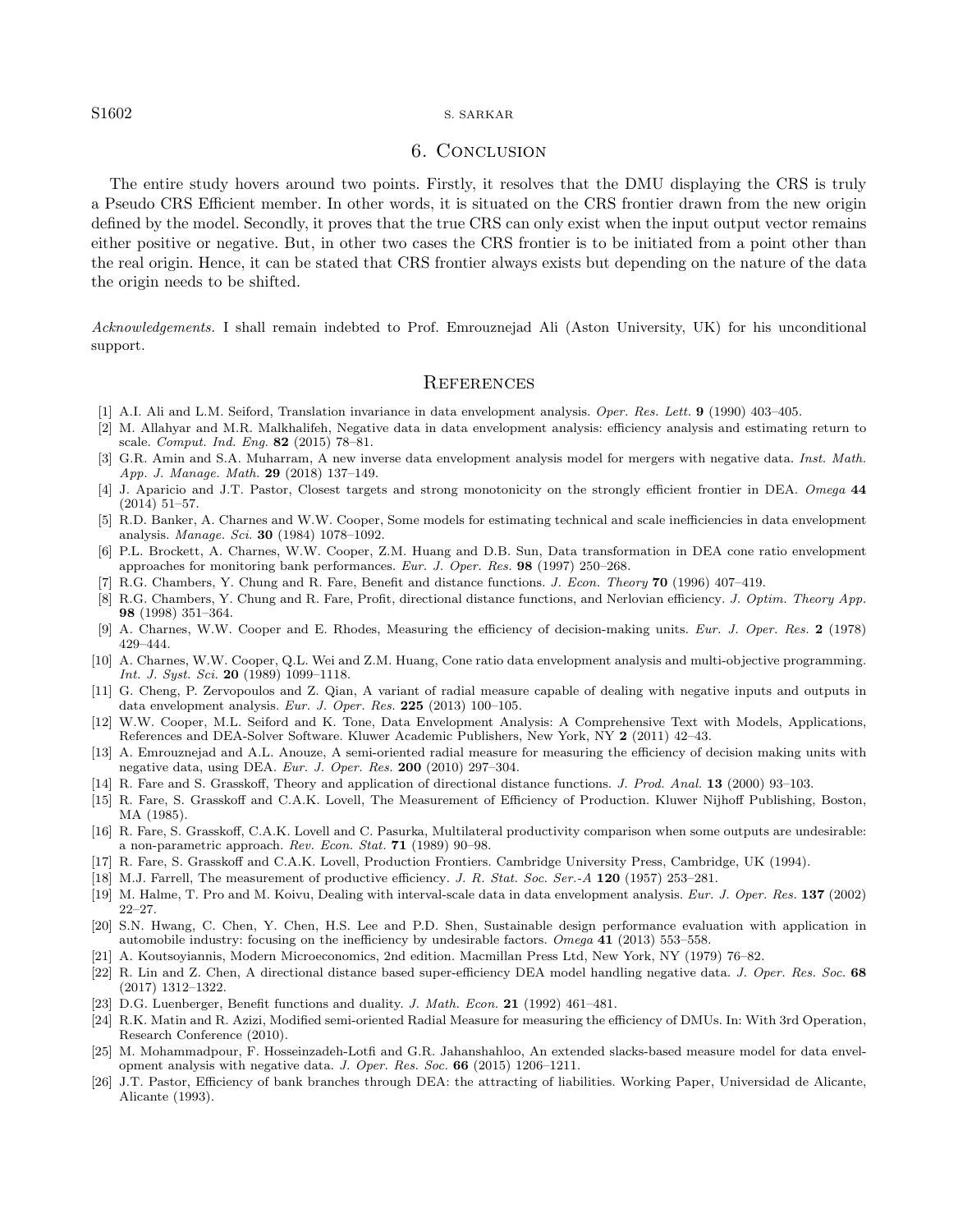## 6. Conclusion

The entire study hovers around two points. Firstly, it resolves that the DMU displaying the CRS is truly a Pseudo CRS Efficient member. In other words, it is situated on the CRS frontier drawn from the new origin defined by the model. Secondly, it proves that the true CRS can only exist when the input output vector remains either positive or negative. But, in other two cases the CRS frontier is to be initiated from a point other than the real origin. Hence, it can be stated that CRS frontier always exists but depending on the nature of the data the origin needs to be shifted.

*Acknowledgements.* I shall remain indebted to Prof. Emrouznejad Ali (Aston University, UK) for his unconditional support.

## References

[1] A.I. Ali and L.M. Seiford, Translation invariance in data envelopment analysis. *Oper. Res. Lett.* **9** (1990) 403–405.

[2] M. Allahyar and M.R. Malkhalifeh, Negative data in data envelopment analysis: efficiency analysis and estimating return to scale. *Comput. Ind. Eng.* **82** (2015) 78–81.

[3] G.R. Amin and S.A. Muharram, A new inverse data envelopment analysis model for mergers with negative data. *Inst. Math. App. J. Manage. Math.* **29** (2018) 137–149.

[4] J. Aparicio and J.T. Pastor, Closest targets and strong monotonicity on the strongly efficient frontier in DEA. *Omega* **44** (2014) 51–57.

[5] R.D. Banker, A. Charnes and W.W. Cooper, Some models for estimating technical and scale inefficiencies in data envelopment analysis. *Manage. Sci.* **30** (1984) 1078–1092.

[6] P.L. Brockett, A. Charnes, W.W. Cooper, Z.M. Huang and D.B. Sun, Data transformation in DEA cone ratio envelopment approaches for monitoring bank performances. *Eur. J. Oper. Res.* **98** (1997) 250–268.

[7] R.G. Chambers, Y. Chung and R. Fare, Benefit and distance functions. *J. Econ. Theory* **70** (1996) 407–419.

[8] R.G. Chambers, Y. Chung and R. Fare, Profit, directional distance functions, and Nerlovian efficiency. *J. Optim. Theory App.* **98** (1998) 351–364.

[9] A. Charnes, W.W. Cooper and E. Rhodes, Measuring the efficiency of decision-making units. *Eur. J. Oper. Res.* **2** (1978) 429–444.

[10] A. Charnes, W.W. Cooper, Q.L. Wei and Z.M. Huang, Cone ratio data envelopment analysis and multi-objective programming. *Int. J. Syst. Sci.* **20** (1989) 1099–1118.

[11] G. Cheng, P. Zervopoulos and Z. Qian, A variant of radial measure capable of dealing with negative inputs and outputs in data envelopment analysis. *Eur. J. Oper. Res.* **225** (2013) 100–105.

[12] W.W. Cooper, M.L. Seiford and K. Tone, Data Envelopment Analysis: A Comprehensive Text with Models, Applications, References and DEA-Solver Software. Kluwer Academic Publishers, New York, NY **2** (2011) 42–43.

[13] A. Emrouznejad and A.L. Anouze, A semi-oriented radial measure for measuring the efficiency of decision making units with negative data, using DEA. *Eur. J. Oper. Res.* **200** (2010) 297–304.

[14] R. Fare and S. Grasskoff, Theory and application of directional distance functions. *J. Prod. Anal.* **13** (2000) 93–103.

[15] R. Fare, S. Grasskoff and C.A.K. Lovell, The Measurement of Efficiency of Production. Kluwer Nijhoff Publishing, Boston, MA (1985).

[16] R. Fare, S. Grasskoff, C.A.K. Lovell and C. Pasurka, Multilateral productivity comparison when some outputs are undesirable: a non-parametric approach. *Rev. Econ. Stat.* **71** (1989) 90–98.

[17] R. Fare, S. Grasskoff and C.A.K. Lovell, Production Frontiers. Cambridge University Press, Cambridge, UK (1994).

[18] M.J. Farrell, The measurement of productive efficiency. *J. R. Stat. Soc. Ser.-A* **120** (1957) 253–281.

[19] M. Halme, T. Pro and M. Koivu, Dealing with interval-scale data in data envelopment analysis. *Eur. J. Oper. Res.* **137** (2002) 22–27.

[20] S.N. Hwang, C. Chen, Y. Chen, H.S. Lee and P.D. Shen, Sustainable design performance evaluation with application in automobile industry: focusing on the inefficiency by undesirable factors. *Omega* **41** (2013) 553–558.

[21] A. Koutsoyiannis, Modern Microeconomics, 2nd edition. Macmillan Press Ltd, New York, NY (1979) 76–82.

[22] R. Lin and Z. Chen, A directional distance based super-efficiency DEA model handling negative data. *J. Oper. Res. Soc.* **68** (2017) 1312–1322.

[23] D.G. Luenberger, Benefit functions and duality. *J. Math. Econ.* **21** (1992) 461–481.

[24] R.K. Matin and R. Azizi, Modified semi-oriented Radial Measure for measuring the efficiency of DMUs. In: With 3rd Operation, Research Conference (2010).

[25] M. Mohammadpour, F. Hosseinzadeh-Lotfi and G.R. Jahanshahloo, An extended slacks-based measure model for data envelopment analysis with negative data. *J. Oper. Res. Soc.* **66** (2015) 1206–1211.

[26] J.T. Pastor, Efficiency of bank branches through DEA: the attracting of liabilities. Working Paper, Universidad de Alicante, Alicante (1993).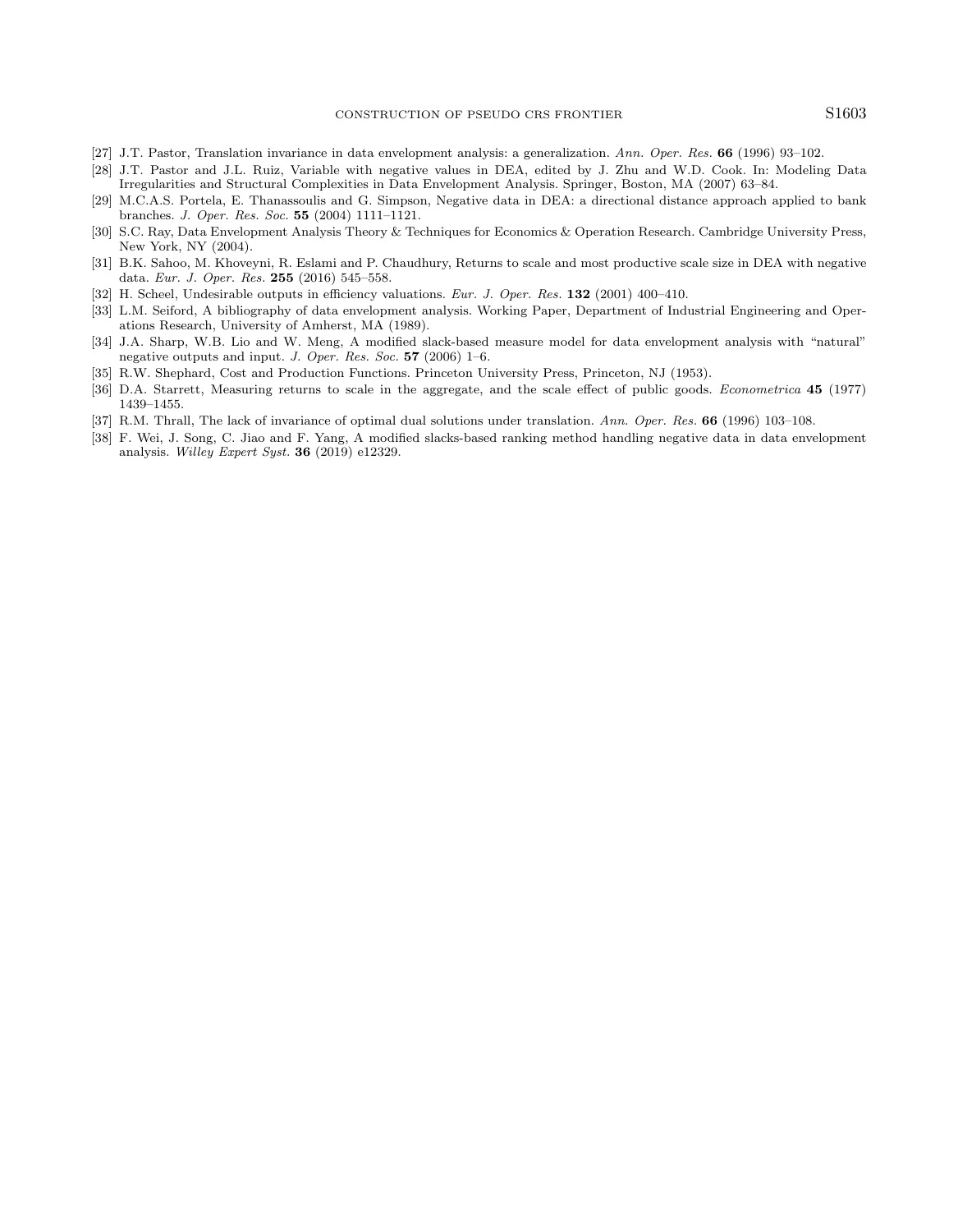[27] J.T. Pastor, Translation invariance in data envelopment analysis: a generalization. *Ann. Oper. Res.* **66** (1996) 93–102.

[28] J.T. Pastor and J.L. Ruiz, Variable with negative values in DEA, edited by J. Zhu and W.D. Cook. In: Modeling Data Irregularities and Structural Complexities in Data Envelopment Analysis. Springer, Boston, MA (2007) 63–84.

[29] M.C.A.S. Portela, E. Thanassoulis and G. Simpson, Negative data in DEA: a directional distance approach applied to bank branches. *J. Oper. Res. Soc.* **55** (2004) 1111–1121.

[30] S.C. Ray, Data Envelopment Analysis Theory & Techniques for Economics & Operation Research. Cambridge University Press, New York, NY (2004).

[31] B.K. Sahoo, M. Khoveyni, R. Eslami and P. Chaudhury, Returns to scale and most productive scale size in DEA with negative data. *Eur. J. Oper. Res.* **255** (2016) 545–558.

[32] H. Scheel, Undesirable outputs in efficiency valuations. *Eur. J. Oper. Res.* **132** (2001) 400–410.

[33] L.M. Seiford, A bibliography of data envelopment analysis. Working Paper, Department of Industrial Engineering and Operations Research, University of Amherst, MA (1989).

[34] J.A. Sharp, W.B. Lio and W. Meng, A modified slack-based measure model for data envelopment analysis with "natural" negative outputs and input. *J. Oper. Res. Soc.* **57** (2006) 1–6.

[35] R.W. Shephard, Cost and Production Functions. Princeton University Press, Princeton, NJ (1953).

[36] D.A. Starrett, Measuring returns to scale in the aggregate, and the scale effect of public goods. *Econometrica* **45** (1977) 1439–1455.

[37] R.M. Thrall, The lack of invariance of optimal dual solutions under translation. *Ann. Oper. Res.* **66** (1996) 103–108.

[38] F. Wei, J. Song, C. Jiao and F. Yang, A modified slacks-based ranking method handling negative data in data envelopment analysis. *Willey Expert Syst.* **36** (2019) e12329.